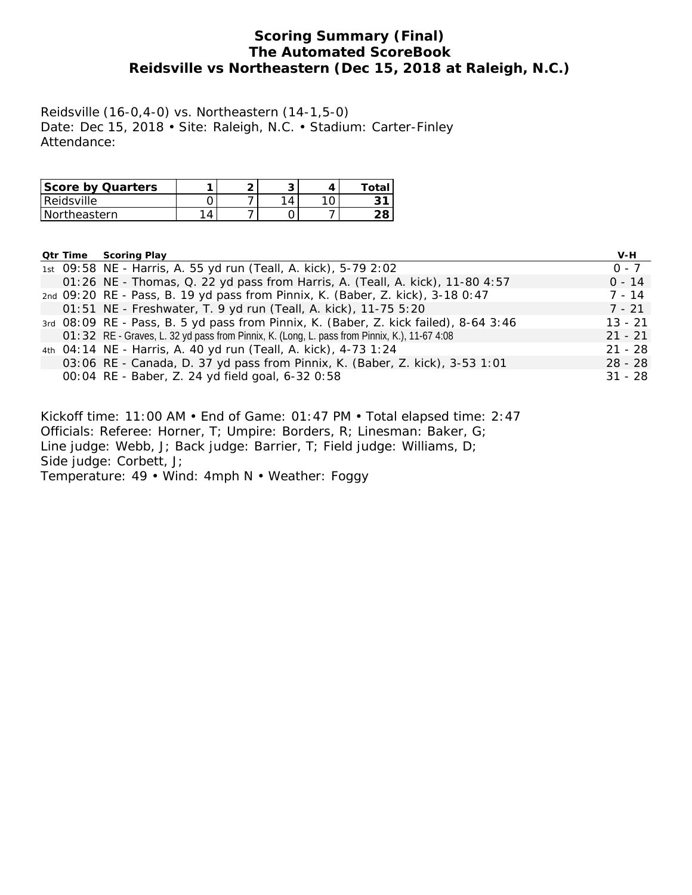# Scoring Summary (Final)
## The Automated ScoreBook
## Reidsville vs Northeastern (Dec 15, 2018 at Raleigh, N.C.)

Reidsville (16-0,4-0) vs. Northeastern (14-1,5-0)
Date: Dec 15, 2018 • Site: Raleigh, N.C. • Stadium: Carter-Finley
Attendance:

| Score by Quarters | 1 | 2 | 3 | 4 | Total |
|---|---|---|---|---|---|
| Reidsville | 0 | 7 | 14 | 10 | **31** |
| Northeastern | 14 | 7 | 0 | 7 | **28** |

| Qtr | Time | Scoring Play | V-H |
|---|---|---|---|
| 1st | 09:58 | NE - Harris, A. 55 yd run (Teall, A. kick), 5-79 2:02 | 0 - 7 |
| | 01:26 | NE - Thomas, Q. 22 yd pass from Harris, A. (Teall, A. kick), 11-80 4:57 | 0 - 14 |
| 2nd | 09:20 | RE - Pass, B. 19 yd pass from Pinnix, K. (Baber, Z. kick), 3-18 0:47 | 7 - 14 |
| | 01:51 | NE - Freshwater, T. 9 yd run (Teall, A. kick), 11-75 5:20 | 7 - 21 |
| 3rd | 08:09 | RE - Pass, B. 5 yd pass from Pinnix, K. (Baber, Z. kick failed), 8-64 3:46 | 13 - 21 |
| | 01:32 | RE - Graves, L. 32 yd pass from Pinnix, K. (Long, L. pass from Pinnix, K.), 11-67 4:08 | 21 - 21 |
| 4th | 04:14 | NE - Harris, A. 40 yd run (Teall, A. kick), 4-73 1:24 | 21 - 28 |
| | 03:06 | RE - Canada, D. 37 yd pass from Pinnix, K. (Baber, Z. kick), 3-53 1:01 | 28 - 28 |
| | 00:04 | RE - Baber, Z. 24 yd field goal, 6-32 0:58 | 31 - 28 |

Kickoff time: 11:00 AM • End of Game: 01:47 PM • Total elapsed time: 2:47
Officials: Referee: Horner, T; Umpire: Borders, R; Linesman: Baker, G;
Line judge: Webb, J; Back judge: Barrier, T; Field judge: Williams, D;
Side judge: Corbett, J;
Temperature: 49 • Wind: 4mph N • Weather: Foggy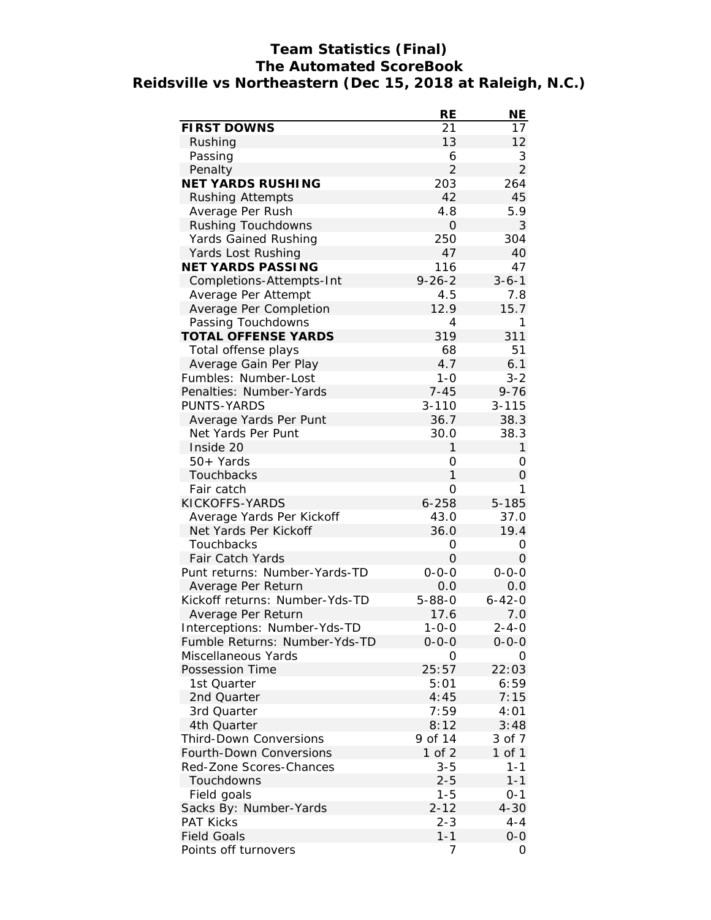# Team Statistics (Final)
## The Automated ScoreBook
## Reidsville vs Northeastern (Dec 15, 2018 at Raleigh, N.C.)

| | RE | NE |
|---|---|---|
| **FIRST DOWNS** | 21 | 17 |
| Rushing | 13 | 12 |
| Passing | 6 | 3 |
| Penalty | 2 | 2 |
| **NET YARDS RUSHING** | 203 | 264 |
| Rushing Attempts | 42 | 45 |
| Average Per Rush | 4.8 | 5.9 |
| Rushing Touchdowns | 0 | 3 |
| Yards Gained Rushing | 250 | 304 |
| Yards Lost Rushing | 47 | 40 |
| **NET YARDS PASSING** | 116 | 47 |
| Completions-Attempts-Int | 9-26-2 | 3-6-1 |
| Average Per Attempt | 4.5 | 7.8 |
| Average Per Completion | 12.9 | 15.7 |
| Passing Touchdowns | 4 | 1 |
| **TOTAL OFFENSE YARDS** | 319 | 311 |
| Total offense plays | 68 | 51 |
| Average Gain Per Play | 4.7 | 6.1 |
| Fumbles: Number-Lost | 1-0 | 3-2 |
| Penalties: Number-Yards | 7-45 | 9-76 |
| PUNTS-YARDS | 3-110 | 3-115 |
| Average Yards Per Punt | 36.7 | 38.3 |
| Net Yards Per Punt | 30.0 | 38.3 |
| Inside 20 | 1 | 1 |
| 50+ Yards | 0 | 0 |
| Touchbacks | 1 | 0 |
| Fair catch | 0 | 1 |
| KICKOFFS-YARDS | 6-258 | 5-185 |
| Average Yards Per Kickoff | 43.0 | 37.0 |
| Net Yards Per Kickoff | 36.0 | 19.4 |
| Touchbacks | 0 | 0 |
| Fair Catch Yards | 0 | 0 |
| Punt returns: Number-Yards-TD | 0-0-0 | 0-0-0 |
| Average Per Return | 0.0 | 0.0 |
| Kickoff returns: Number-Yds-TD | 5-88-0 | 6-42-0 |
| Average Per Return | 17.6 | 7.0 |
| Interceptions: Number-Yds-TD | 1-0-0 | 2-4-0 |
| Fumble Returns: Number-Yds-TD | 0-0-0 | 0-0-0 |
| Miscellaneous Yards | 0 | 0 |
| Possession Time | 25:57 | 22:03 |
| 1st Quarter | 5:01 | 6:59 |
| 2nd Quarter | 4:45 | 7:15 |
| 3rd Quarter | 7:59 | 4:01 |
| 4th Quarter | 8:12 | 3:48 |
| Third-Down Conversions | 9 of 14 | 3 of 7 |
| Fourth-Down Conversions | 1 of 2 | 1 of 1 |
| Red-Zone Scores-Chances | 3-5 | 1-1 |
| Touchdowns | 2-5 | 1-1 |
| Field goals | 1-5 | 0-1 |
| Sacks By: Number-Yards | 2-12 | 4-30 |
| PAT Kicks | 2-3 | 4-4 |
| Field Goals | 1-1 | 0-0 |
| Points off turnovers | 7 | 0 |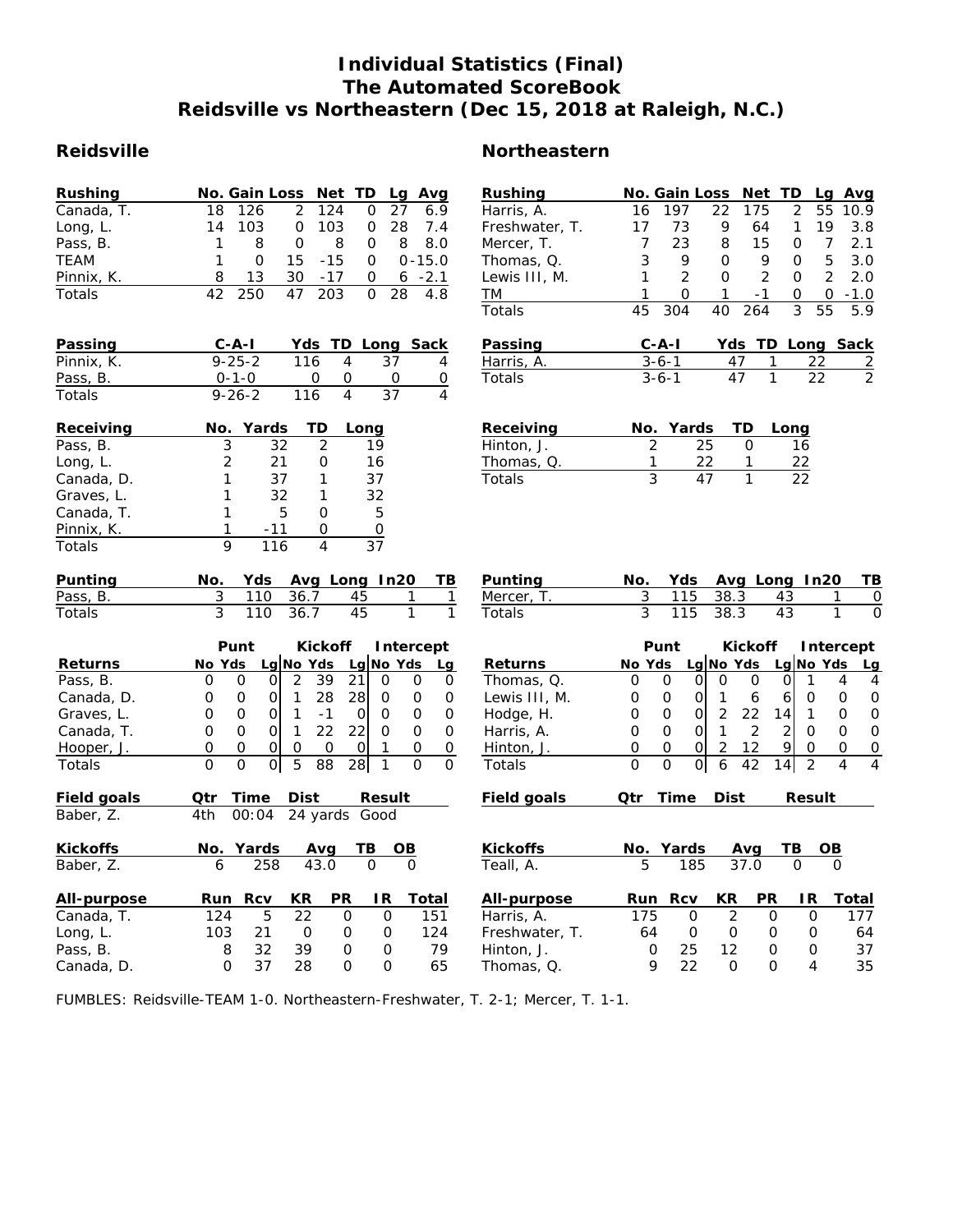# Individual Statistics (Final)
## The Automated ScoreBook
## Reidsville vs Northeastern (Dec 15, 2018 at Raleigh, N.C.)

## Reidsville

| Rushing | No. | Gain | Loss | Net | TD | Lg | Avg |
|---|---|---|---|---|---|---|---|
| Canada, T. | 18 | 126 | 2 | 124 | 0 | 27 | 6.9 |
| Long, L. | 14 | 103 | 0 | 103 | 0 | 28 | 7.4 |
| Pass, B. | 1 | 8 | 0 | 8 | 0 | 8 | 8.0 |
| TEAM | 1 | 0 | 15 | -15 | 0 | 0 | -15.0 |
| Pinnix, K. | 8 | 13 | 30 | -17 | 0 | 6 | -2.1 |
| Totals | 42 | 250 | 47 | 203 | 0 | 28 | 4.8 |

| Passing | C-A-I | Yds | TD | Long | Sack |
|---|---|---|---|---|---|
| Pinnix, K. | 9-25-2 | 116 | 4 | 37 | 4 |
| Pass, B. | 0-1-0 | 0 | 0 | 0 | 0 |
| Totals | 9-26-2 | 116 | 4 | 37 | 4 |

| Receiving | No. | Yards | TD | Long |
|---|---|---|---|---|
| Pass, B. | 3 | 32 | 2 | 19 |
| Long, L. | 2 | 21 | 0 | 16 |
| Canada, D. | 1 | 37 | 1 | 37 |
| Graves, L. | 1 | 32 | 1 | 32 |
| Canada, T. | 1 | 5 | 0 | 5 |
| Pinnix, K. | 1 | -11 | 0 | 0 |
| Totals | 9 | 116 | 4 | 37 |

| Punting | No. | Yds | Avg | Long | In20 | TB |
|---|---|---|---|---|---|---|
| Pass, B. | 3 | 110 | 36.7 | 45 | 1 | 1 |
| Totals | 3 | 110 | 36.7 | 45 | 1 | 1 |

| | Punt | | | Kickoff | | | Intercept | | |
|---|---|---|---|---|---|---|---|---|---|
| Returns | No | Yds | Lg | No | Yds | Lg | No | Yds | Lg |
| Pass, B. | 0 | 0 | 0 | 2 | 39 | 21 | 0 | 0 | 0 |
| Canada, D. | 0 | 0 | 0 | 1 | 28 | 28 | 0 | 0 | 0 |
| Graves, L. | 0 | 0 | 0 | 1 | -1 | 0 | 0 | 0 | 0 |
| Canada, T. | 0 | 0 | 0 | 1 | 22 | 22 | 0 | 0 | 0 |
| Hooper, J. | 0 | 0 | 0 | 0 | 0 | 0 | 1 | 0 | 0 |
| Totals | 0 | 0 | 0 | 5 | 88 | 28 | 1 | 0 | 0 |

| Field goals | Qtr | Time | Dist | Result |
|---|---|---|---|---|
| Baber, Z. | 4th | 00:04 | 24 yards | Good |

| Kickoffs | No. | Yards | Avg | TB | OB |
|---|---|---|---|---|---|
| Baber, Z. | 6 | 258 | 43.0 | 0 | 0 |

| All-purpose | Run | Rcv | KR | PR | IR | Total |
|---|---|---|---|---|---|---|
| Canada, T. | 124 | 5 | 22 | 0 | 0 | 151 |
| Long, L. | 103 | 21 | 0 | 0 | 0 | 124 |
| Pass, B. | 8 | 32 | 39 | 0 | 0 | 79 |
| Canada, D. | 0 | 37 | 28 | 0 | 0 | 65 |

## Northeastern

| Rushing | No. | Gain | Loss | Net | TD | Lg | Avg |
|---|---|---|---|---|---|---|---|
| Harris, A. | 16 | 197 | 22 | 175 | 2 | 55 | 10.9 |
| Freshwater, T. | 17 | 73 | 9 | 64 | 1 | 19 | 3.8 |
| Mercer, T. | 7 | 23 | 8 | 15 | 0 | 7 | 2.1 |
| Thomas, Q. | 3 | 9 | 0 | 9 | 0 | 5 | 3.0 |
| Lewis III, M. | 1 | 2 | 0 | 2 | 0 | 2 | 2.0 |
| TM | 1 | 0 | 1 | -1 | 0 | 0 | -1.0 |
| Totals | 45 | 304 | 40 | 264 | 3 | 55 | 5.9 |

| Passing | C-A-I | Yds | TD | Long | Sack |
|---|---|---|---|---|---|
| Harris, A. | 3-6-1 | 47 | 1 | 22 | 2 |
| Totals | 3-6-1 | 47 | 1 | 22 | 2 |

| Receiving | No. | Yards | TD | Long |
|---|---|---|---|---|
| Hinton, J. | 2 | 25 | 0 | 16 |
| Thomas, Q. | 1 | 22 | 1 | 22 |
| Totals | 3 | 47 | 1 | 22 |

| Punting | No. | Yds | Avg | Long | In20 | TB |
|---|---|---|---|---|---|---|
| Mercer, T. | 3 | 115 | 38.3 | 43 | 1 | 0 |
| Totals | 3 | 115 | 38.3 | 43 | 1 | 0 |

| | Punt | | | Kickoff | | | Intercept | | |
|---|---|---|---|---|---|---|---|---|---|
| Returns | No | Yds | Lg | No | Yds | Lg | No | Yds | Lg |
| Thomas, Q. | 0 | 0 | 0 | 0 | 0 | 0 | 1 | 4 | 4 |
| Lewis III, M. | 0 | 0 | 0 | 1 | 6 | 6 | 0 | 0 | 0 |
| Hodge, H. | 0 | 0 | 0 | 2 | 22 | 14 | 1 | 0 | 0 |
| Harris, A. | 0 | 0 | 0 | 1 | 2 | 2 | 0 | 0 | 0 |
| Hinton, J. | 0 | 0 | 0 | 2 | 12 | 9 | 0 | 0 | 0 |
| Totals | 0 | 0 | 0 | 6 | 42 | 14 | 2 | 4 | 4 |

| Field goals | Qtr | Time | Dist | Result |
|---|---|---|---|---|

| Kickoffs | No. | Yards | Avg | TB | OB |
|---|---|---|---|---|---|
| Teall, A. | 5 | 185 | 37.0 | 0 | 0 |

| All-purpose | Run | Rcv | KR | PR | IR | Total |
|---|---|---|---|---|---|---|
| Harris, A. | 175 | 0 | 2 | 0 | 0 | 177 |
| Freshwater, T. | 64 | 0 | 0 | 0 | 0 | 64 |
| Hinton, J. | 0 | 25 | 12 | 0 | 0 | 37 |
| Thomas, Q. | 9 | 22 | 0 | 0 | 4 | 35 |

FUMBLES: Reidsville-TEAM 1-0. Northeastern-Freshwater, T. 2-1; Mercer, T. 1-1.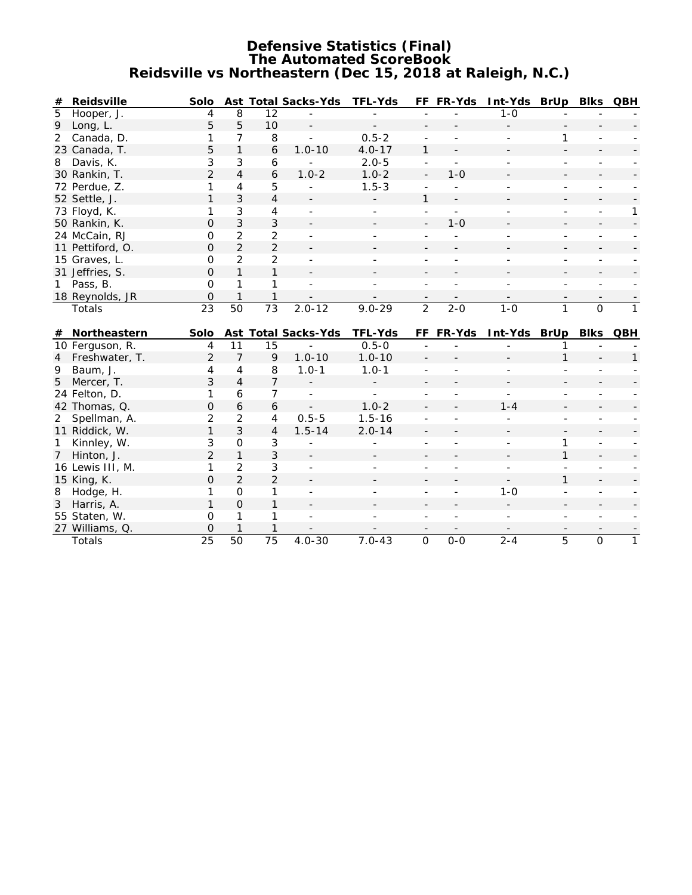# Defensive Statistics (Final)
## The Automated ScoreBook
## Reidsville vs Northeastern (Dec 15, 2018 at Raleigh, N.C.)

| # | Reidsville | Solo | Ast | Total | Sacks-Yds | TFL-Yds | FF | FR-Yds | Int-Yds | BrUp | Blks | QBH |
|---|---|---|---|---|---|---|---|---|---|---|---|---|
| 5 | Hooper, J. | 4 | 8 | 12 | - | - | - | - | 1-0 | - | - | - |
| 9 | Long, L. | 5 | 5 | 10 | - | - | - | - | - | - | - | - |
| 2 | Canada, D. | 1 | 7 | 8 | - | 0.5-2 | - | - | - | 1 | - | - |
| 23 | Canada, T. | 5 | 1 | 6 | 1.0-10 | 4.0-17 | 1 | - | - | - | - | - |
| 8 | Davis, K. | 3 | 3 | 6 | - | 2.0-5 | - | - | - | - | - | - |
| 30 | Rankin, T. | 2 | 4 | 6 | 1.0-2 | 1.0-2 | - | 1-0 | - | - | - | - |
| 72 | Perdue, Z. | 1 | 4 | 5 | - | 1.5-3 | - | - | - | - | - | - |
| 52 | Settle, J. | 1 | 3 | 4 | - | - | 1 | - | - | - | - | - |
| 73 | Floyd, K. | 1 | 3 | 4 | - | - | - | - | - | - | - | 1 |
| 50 | Rankin, K. | 0 | 3 | 3 | - | - | - | 1-0 | - | - | - | - |
| 24 | McCain, RJ | 0 | 2 | 2 | - | - | - | - | - | - | - | - |
| 11 | Pettiford, O. | 0 | 2 | 2 | - | - | - | - | - | - | - | - |
| 15 | Graves, L. | 0 | 2 | 2 | - | - | - | - | - | - | - | - |
| 31 | Jeffries, S. | 0 | 1 | 1 | - | - | - | - | - | - | - | - |
| 1 | Pass, B. | 0 | 1 | 1 | - | - | - | - | - | - | - | - |
| 18 | Reynolds, JR | 0 | 1 | 1 | - | - | - | - | - | - | - | - |
| | Totals | 23 | 50 | 73 | 2.0-12 | 9.0-29 | 2 | 2-0 | 1-0 | 1 | 0 | 1 |

| # | Northeastern | Solo | Ast | Total | Sacks-Yds | TFL-Yds | FF | FR-Yds | Int-Yds | BrUp | Blks | QBH |
|---|---|---|---|---|---|---|---|---|---|---|---|---|
| 10 | Ferguson, R. | 4 | 11 | 15 | - | 0.5-0 | - | - | - | 1 | - | - |
| 4 | Freshwater, T. | 2 | 7 | 9 | 1.0-10 | 1.0-10 | - | - | - | 1 | - | 1 |
| 9 | Baum, J. | 4 | 4 | 8 | 1.0-1 | 1.0-1 | - | - | - | - | - | - |
| 5 | Mercer, T. | 3 | 4 | 7 | - | - | - | - | - | - | - | - |
| 24 | Felton, D. | 1 | 6 | 7 | - | - | - | - | - | - | - | - |
| 42 | Thomas, Q. | 0 | 6 | 6 | - | 1.0-2 | - | - | 1-4 | - | - | - |
| 2 | Spellman, A. | 2 | 2 | 4 | 0.5-5 | 1.5-16 | - | - | - | - | - | - |
| 11 | Riddick, W. | 1 | 3 | 4 | 1.5-14 | 2.0-14 | - | - | - | - | - | - |
| 1 | Kinnley, W. | 3 | 0 | 3 | - | - | - | - | - | 1 | - | - |
| 7 | Hinton, J. | 2 | 1 | 3 | - | - | - | - | - | 1 | - | - |
| 16 | Lewis III, M. | 1 | 2 | 3 | - | - | - | - | - | - | - | - |
| 15 | King, K. | 0 | 2 | 2 | - | - | - | - | - | 1 | - | - |
| 8 | Hodge, H. | 1 | 0 | 1 | - | - | - | - | 1-0 | - | - | - |
| 3 | Harris, A. | 1 | 0 | 1 | - | - | - | - | - | - | - | - |
| 55 | Staten, W. | 0 | 1 | 1 | - | - | - | - | - | - | - | - |
| 27 | Williams, Q. | 0 | 1 | 1 | - | - | - | - | - | - | - | - |
| | Totals | 25 | 50 | 75 | 4.0-30 | 7.0-43 | 0 | 0-0 | 2-4 | 5 | 0 | 1 |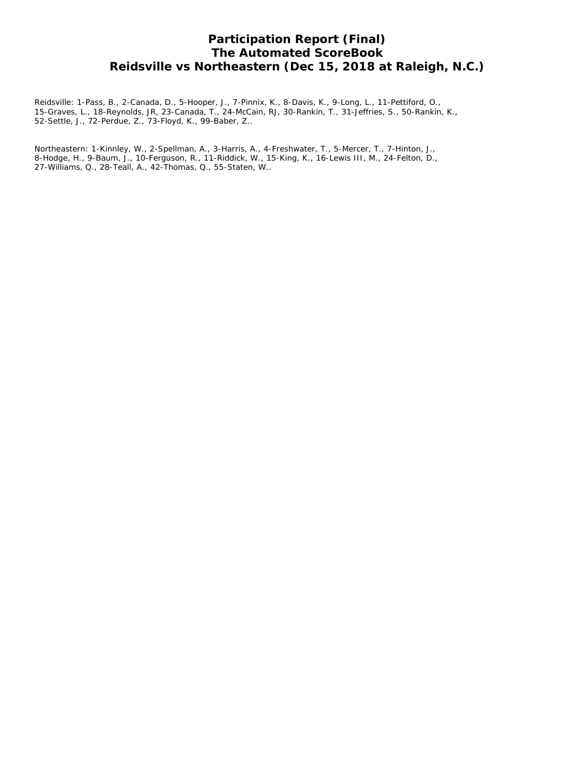# Participation Report (Final)
# The Automated ScoreBook
# Reidsville vs Northeastern (Dec 15, 2018 at Raleigh, N.C.)

Reidsville: 1-Pass, B., 2-Canada, D., 5-Hooper, J., 7-Pinnix, K., 8-Davis, K., 9-Long, L., 11-Pettiford, O., 15-Graves, L., 18-Reynolds, JR, 23-Canada, T., 24-McCain, RJ, 30-Rankin, T., 31-Jeffries, S., 50-Rankin, K., 52-Settle, J., 72-Perdue, Z., 73-Floyd, K., 99-Baber, Z..

Northeastern: 1-Kinnley, W., 2-Spellman, A., 3-Harris, A., 4-Freshwater, T., 5-Mercer, T., 7-Hinton, J., 8-Hodge, H., 9-Baum, J., 10-Ferguson, R., 11-Riddick, W., 15-King, K., 16-Lewis III, M., 24-Felton, D., 27-Williams, Q., 28-Teall, A., 42-Thomas, Q., 55-Staten, W..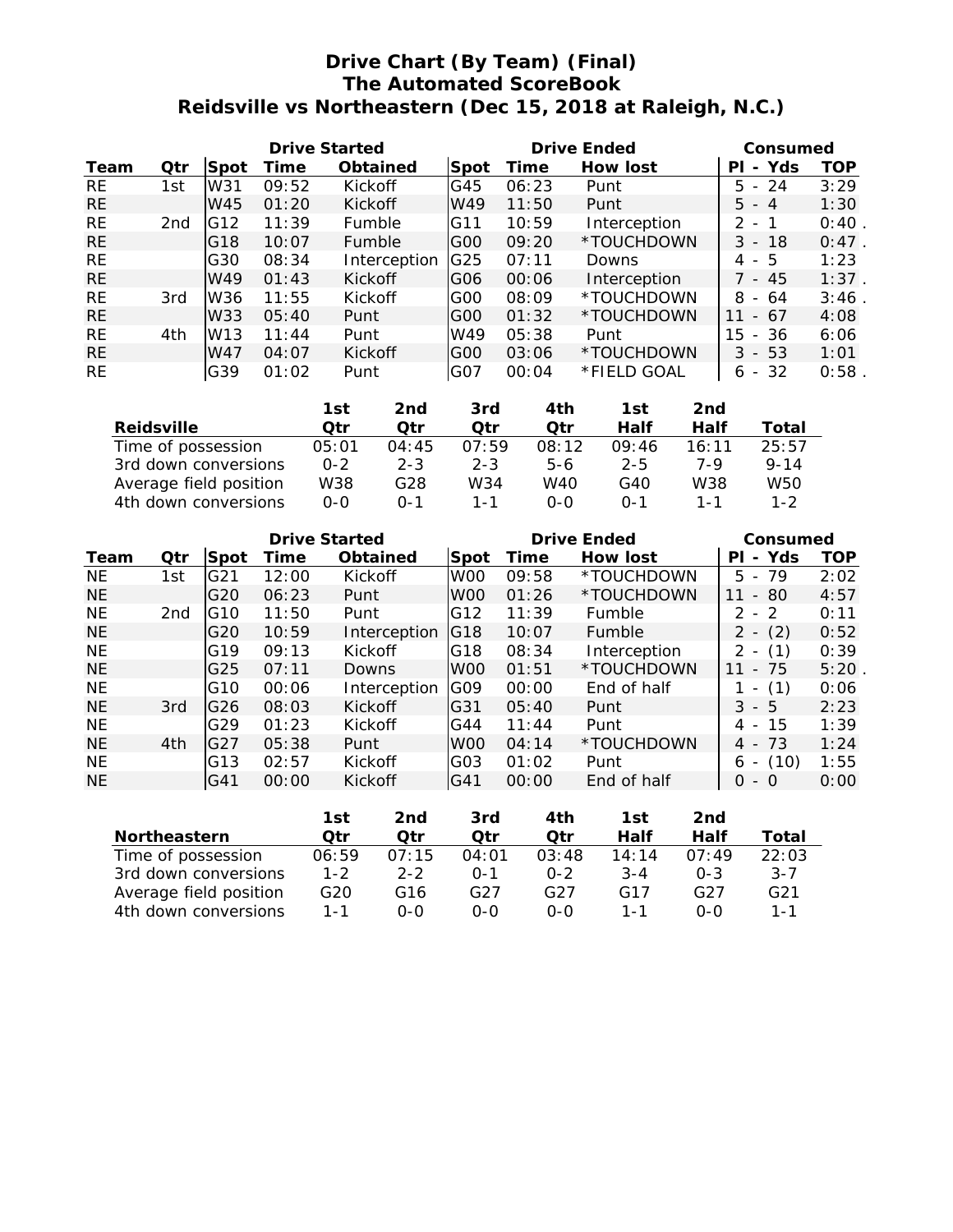# Drive Chart (By Team) (Final)
## The Automated ScoreBook
## Reidsville vs Northeastern (Dec 15, 2018 at Raleigh, N.C.)

| | | Drive Started | | | Drive Ended | | | Consumed | |
|---|---|---|---|---|---|---|---|---|---|
| Team | Qtr | Spot | Time | Obtained | Spot | Time | How lost | Pl - Yds | TOP |
| RE | 1st | W31 | 09:52 | Kickoff | G45 | 06:23 | Punt | 5 - 24 | 3:29 |
| RE | | W45 | 01:20 | Kickoff | W49 | 11:50 | Punt | 5 - 4 | 1:30 |
| RE | 2nd | G12 | 11:39 | Fumble | G11 | 10:59 | Interception | 2 - 1 | 0:40 . |
| RE | | G18 | 10:07 | Fumble | G00 | 09:20 | *TOUCHDOWN | 3 - 18 | 0:47 . |
| RE | | G30 | 08:34 | Interception | G25 | 07:11 | Downs | 4 - 5 | 1:23 |
| RE | | W49 | 01:43 | Kickoff | G06 | 00:06 | Interception | 7 - 45 | 1:37 . |
| RE | 3rd | W36 | 11:55 | Kickoff | G00 | 08:09 | *TOUCHDOWN | 8 - 64 | 3:46 . |
| RE | | W33 | 05:40 | Punt | G00 | 01:32 | *TOUCHDOWN | 11 - 67 | 4:08 |
| RE | 4th | W13 | 11:44 | Punt | W49 | 05:38 | Punt | 15 - 36 | 6:06 |
| RE | | W47 | 04:07 | Kickoff | G00 | 03:06 | *TOUCHDOWN | 3 - 53 | 1:01 |
| RE | | G39 | 01:02 | Punt | G07 | 00:04 | *FIELD GOAL | 6 - 32 | 0:58 . |

| Reidsville | 1st Qtr | 2nd Qtr | 3rd Qtr | 4th Qtr | 1st Half | 2nd Half | Total |
|---|---|---|---|---|---|---|---|
| Time of possession | 05:01 | 04:45 | 07:59 | 08:12 | 09:46 | 16:11 | 25:57 |
| 3rd down conversions | 0-2 | 2-3 | 2-3 | 5-6 | 2-5 | 7-9 | 9-14 |
| Average field position | W38 | G28 | W34 | W40 | G40 | W38 | W50 |
| 4th down conversions | 0-0 | 0-1 | 1-1 | 0-0 | 0-1 | 1-1 | 1-2 |

| | | Drive Started | | | Drive Ended | | | Consumed | |
|---|---|---|---|---|---|---|---|---|---|
| Team | Qtr | Spot | Time | Obtained | Spot | Time | How lost | Pl - Yds | TOP |
| NE | 1st | G21 | 12:00 | Kickoff | W00 | 09:58 | *TOUCHDOWN | 5 - 79 | 2:02 |
| NE | | G20 | 06:23 | Punt | W00 | 01:26 | *TOUCHDOWN | 11 - 80 | 4:57 |
| NE | 2nd | G10 | 11:50 | Punt | G12 | 11:39 | Fumble | 2 - 2 | 0:11 |
| NE | | G20 | 10:59 | Interception | G18 | 10:07 | Fumble | 2 - (2) | 0:52 |
| NE | | G19 | 09:13 | Kickoff | G18 | 08:34 | Interception | 2 - (1) | 0:39 |
| NE | | G25 | 07:11 | Downs | W00 | 01:51 | *TOUCHDOWN | 11 - 75 | 5:20 . |
| NE | | G10 | 00:06 | Interception | G09 | 00:00 | End of half | 1 - (1) | 0:06 |
| NE | 3rd | G26 | 08:03 | Kickoff | G31 | 05:40 | Punt | 3 - 5 | 2:23 |
| NE | | G29 | 01:23 | Kickoff | G44 | 11:44 | Punt | 4 - 15 | 1:39 |
| NE | 4th | G27 | 05:38 | Punt | W00 | 04:14 | *TOUCHDOWN | 4 - 73 | 1:24 |
| NE | | G13 | 02:57 | Kickoff | G03 | 01:02 | Punt | 6 - (10) | 1:55 |
| NE | | G41 | 00:00 | Kickoff | G41 | 00:00 | End of half | 0 - 0 | 0:00 |

| Northeastern | 1st Qtr | 2nd Qtr | 3rd Qtr | 4th Qtr | 1st Half | 2nd Half | Total |
|---|---|---|---|---|---|---|---|
| Time of possession | 06:59 | 07:15 | 04:01 | 03:48 | 14:14 | 07:49 | 22:03 |
| 3rd down conversions | 1-2 | 2-2 | 0-1 | 0-2 | 3-4 | 0-3 | 3-7 |
| Average field position | G20 | G16 | G27 | G27 | G17 | G27 | G21 |
| 4th down conversions | 1-1 | 0-0 | 0-0 | 0-0 | 1-1 | 0-0 | 1-1 |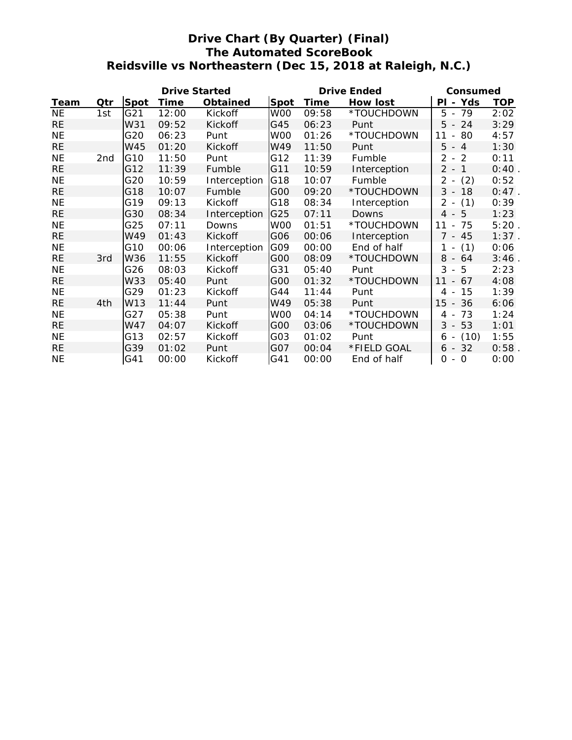# Drive Chart (By Quarter) (Final)
## The Automated ScoreBook
## Reidsville vs Northeastern (Dec 15, 2018 at Raleigh, N.C.)

| | | Drive Started | | | Drive Ended | | | Consumed | |
|---|---|---|---|---|---|---|---|---|---|
| Team | Qtr | Spot | Time | Obtained | Spot | Time | How lost | Pl - Yds | TOP |
| NE | 1st | G21 | 12:00 | Kickoff | W00 | 09:58 | *TOUCHDOWN | 5 - 79 | 2:02 |
| RE | | W31 | 09:52 | Kickoff | G45 | 06:23 | Punt | 5 - 24 | 3:29 |
| NE | | G20 | 06:23 | Punt | W00 | 01:26 | *TOUCHDOWN | 11 - 80 | 4:57 |
| RE | | W45 | 01:20 | Kickoff | W49 | 11:50 | Punt | 5 - 4 | 1:30 |
| NE | 2nd | G10 | 11:50 | Punt | G12 | 11:39 | Fumble | 2 - 2 | 0:11 |
| RE | | G12 | 11:39 | Fumble | G11 | 10:59 | Interception | 2 - 1 | 0:40 . |
| NE | | G20 | 10:59 | Interception | G18 | 10:07 | Fumble | 2 - (2) | 0:52 |
| RE | | G18 | 10:07 | Fumble | G00 | 09:20 | *TOUCHDOWN | 3 - 18 | 0:47 . |
| NE | | G19 | 09:13 | Kickoff | G18 | 08:34 | Interception | 2 - (1) | 0:39 |
| RE | | G30 | 08:34 | Interception | G25 | 07:11 | Downs | 4 - 5 | 1:23 |
| NE | | G25 | 07:11 | Downs | W00 | 01:51 | *TOUCHDOWN | 11 - 75 | 5:20 . |
| RE | | W49 | 01:43 | Kickoff | G06 | 00:06 | Interception | 7 - 45 | 1:37 . |
| NE | | G10 | 00:06 | Interception | G09 | 00:00 | End of half | 1 - (1) | 0:06 |
| RE | 3rd | W36 | 11:55 | Kickoff | G00 | 08:09 | *TOUCHDOWN | 8 - 64 | 3:46 . |
| NE | | G26 | 08:03 | Kickoff | G31 | 05:40 | Punt | 3 - 5 | 2:23 |
| RE | | W33 | 05:40 | Punt | G00 | 01:32 | *TOUCHDOWN | 11 - 67 | 4:08 |
| NE | | G29 | 01:23 | Kickoff | G44 | 11:44 | Punt | 4 - 15 | 1:39 |
| RE | 4th | W13 | 11:44 | Punt | W49 | 05:38 | Punt | 15 - 36 | 6:06 |
| NE | | G27 | 05:38 | Punt | W00 | 04:14 | *TOUCHDOWN | 4 - 73 | 1:24 |
| RE | | W47 | 04:07 | Kickoff | G00 | 03:06 | *TOUCHDOWN | 3 - 53 | 1:01 |
| NE | | G13 | 02:57 | Kickoff | G03 | 01:02 | Punt | 6 - (10) | 1:55 |
| RE | | G39 | 01:02 | Punt | G07 | 00:04 | *FIELD GOAL | 6 - 32 | 0:58 . |
| NE | | G41 | 00:00 | Kickoff | G41 | 00:00 | End of half | 0 - 0 | 0:00 |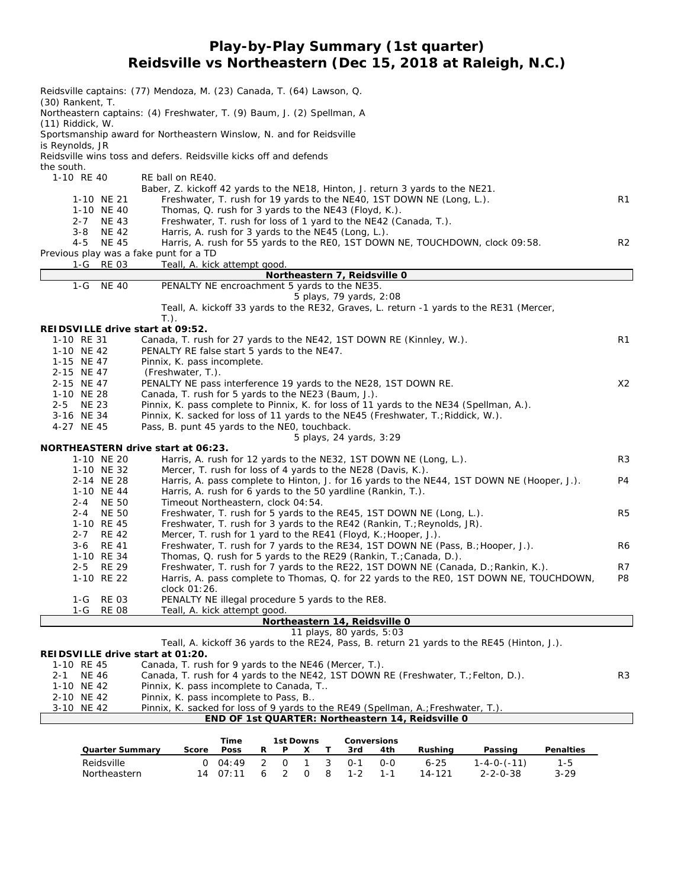# Play-by-Play Summary (1st quarter)
## Reidsville vs Northeastern (Dec 15, 2018 at Raleigh, N.C.)

Reidsville captains: (77) Mendoza, M. (23) Canada, T. (64) Lawson, Q. (30) Rankent, T.
Northeastern captains: (4) Freshwater, T. (9) Baum, J. (2) Spellman, A (11) Riddick, W.
Sportsmanship award for Northeastern Winslow, N. and for Reidsville is Reynolds, JR
Reidsville wins toss and defers. Reidsville kicks off and defends the south.

| Down/Spot | Play | |
|---|---|---|
| 1-10 RE 40 | RE ball on RE40. | |
| | Baber, Z. kickoff 42 yards to the NE18, Hinton, J. return 3 yards to the NE21. | |
| 1-10 NE 21 | Freshwater, T. rush for 19 yards to the NE40, 1ST DOWN NE (Long, L.). | R1 |
| 1-10 NE 40 | Thomas, Q. rush for 3 yards to the NE43 (Floyd, K.). | |
| 2-7 NE 43 | Freshwater, T. rush for loss of 1 yard to the NE42 (Canada, T.). | |
| 3-8 NE 42 | Harris, A. rush for 3 yards to the NE45 (Long, L.). | |
| 4-5 NE 45 | Harris, A. rush for 55 yards to the RE0, 1ST DOWN NE, TOUCHDOWN, clock 09:58. | R2 |
| | Previous play was a fake punt for a TD | |
| 1-G RE 03 | Teall, A. kick attempt good. | |
| | **Northeastern 7, Reidsville 0** | |
| 1-G NE 40 | PENALTY NE encroachment 5 yards to the NE35. | |
| | 5 plays, 79 yards, 2:08 | |
| | Teall, A. kickoff 33 yards to the RE32, Graves, L. return -1 yards to the RE31 (Mercer, T.). | |
| **REIDSVILLE drive start at 09:52.** | | |
| 1-10 RE 31 | Canada, T. rush for 27 yards to the NE42, 1ST DOWN RE (Kinnley, W.). | R1 |
| 1-10 NE 42 | PENALTY RE false start 5 yards to the NE47. | |
| 1-15 NE 47 | Pinnix, K. pass incomplete. | |
| 2-15 NE 47 | (Freshwater, T.). | |
| 2-15 NE 47 | PENALTY NE pass interference 19 yards to the NE28, 1ST DOWN RE. | X2 |
| 1-10 NE 28 | Canada, T. rush for 5 yards to the NE23 (Baum, J.). | |
| 2-5 NE 23 | Pinnix, K. pass complete to Pinnix, K. for loss of 11 yards to the NE34 (Spellman, A.). | |
| 3-16 NE 34 | Pinnix, K. sacked for loss of 11 yards to the NE45 (Freshwater, T.; Riddick, W.). | |
| 4-27 NE 45 | Pass, B. punt 45 yards to the NE0, touchback. | |
| | 5 plays, 24 yards, 3:29 | |
| **NORTHEASTERN drive start at 06:23.** | | |
| 1-10 NE 20 | Harris, A. rush for 12 yards to the NE32, 1ST DOWN NE (Long, L.). | R3 |
| 1-10 NE 32 | Mercer, T. rush for loss of 4 yards to the NE28 (Davis, K.). | |
| 2-14 NE 28 | Harris, A. pass complete to Hinton, J. for 16 yards to the NE44, 1ST DOWN NE (Hooper, J.). | P4 |
| 1-10 NE 44 | Harris, A. rush for 6 yards to the 50 yardline (Rankin, T.). | |
| 2-4 NE 50 | Timeout Northeastern, clock 04:54. | |
| 2-4 NE 50 | Freshwater, T. rush for 5 yards to the RE45, 1ST DOWN NE (Long, L.). | R5 |
| 1-10 RE 45 | Freshwater, T. rush for 3 yards to the RE42 (Rankin, T.; Reynolds, JR). | |
| 2-7 RE 42 | Mercer, T. rush for 1 yard to the RE41 (Floyd, K.; Hooper, J.). | |
| 3-6 RE 41 | Freshwater, T. rush for 7 yards to the RE34, 1ST DOWN NE (Pass, B.; Hooper, J.). | R6 |
| 1-10 RE 34 | Thomas, Q. rush for 5 yards to the RE29 (Rankin, T.; Canada, D.). | |
| 2-5 RE 29 | Freshwater, T. rush for 7 yards to the RE22, 1ST DOWN NE (Canada, D.; Rankin, K.). | R7 |
| 1-10 RE 22 | Harris, A. pass complete to Thomas, Q. for 22 yards to the RE0, 1ST DOWN NE, TOUCHDOWN, clock 01:26. | P8 |
| 1-G RE 03 | PENALTY NE illegal procedure 5 yards to the RE8. | |
| 1-G RE 08 | Teall, A. kick attempt good. | |
| | **Northeastern 14, Reidsville 0** | |
| | 11 plays, 80 yards, 5:03 | |
| | Teall, A. kickoff 36 yards to the RE24, Pass, B. return 21 yards to the RE45 (Hinton, J.). | |
| **REIDSVILLE drive start at 01:20.** | | |
| 1-10 RE 45 | Canada, T. rush for 9 yards to the NE46 (Mercer, T.). | |
| 2-1 NE 46 | Canada, T. rush for 4 yards to the NE42, 1ST DOWN RE (Freshwater, T.; Felton, D.). | R3 |
| 1-10 NE 42 | Pinnix, K. pass incomplete to Canada, T.. | |
| 2-10 NE 42 | Pinnix, K. pass incomplete to Pass, B.. | |
| 3-10 NE 42 | Pinnix, K. sacked for loss of 9 yards to the RE49 (Spellman, A.; Freshwater, T.). | |
| | **END OF 1st QUARTER: Northeastern 14, Reidsville 0** | |

| Quarter Summary | Score | Time Poss | 1st Downs R | P | X | T | Conversions 3rd | 4th | Rushing | Passing | Penalties |
|---|---|---|---|---|---|---|---|---|---|---|---|
| Reidsville | 0 | 04:49 | 2 | 0 | 1 | 3 | 0-1 | 0-0 | 6-25 | 1-4-0-(-11) | 1-5 |
| Northeastern | 14 | 07:11 | 6 | 2 | 0 | 8 | 1-2 | 1-1 | 14-121 | 2-2-0-38 | 3-29 |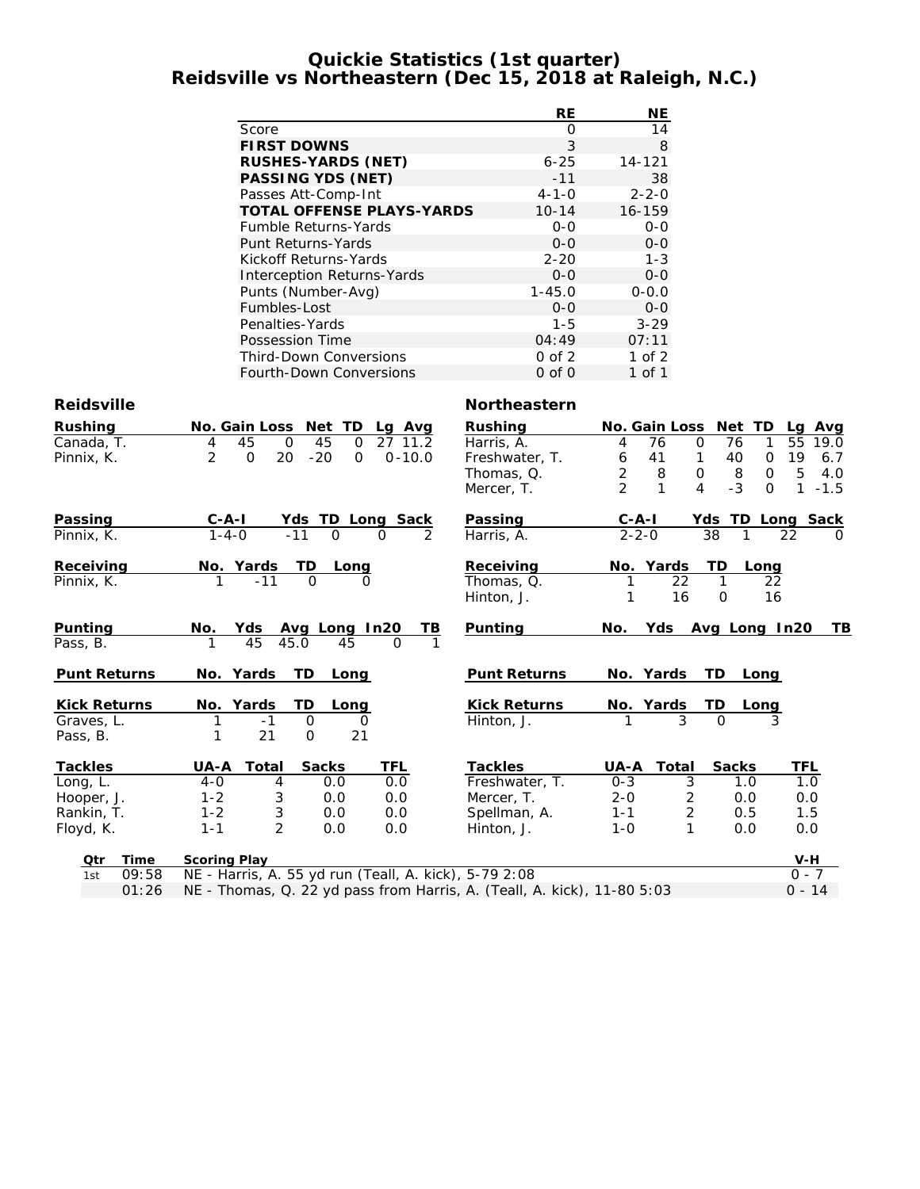# Quickie Statistics (1st quarter)
## Reidsville vs Northeastern (Dec 15, 2018 at Raleigh, N.C.)

| | RE | NE |
|---|---|---|
| Score | 0 | 14 |
| **FIRST DOWNS** | 3 | 8 |
| **RUSHES-YARDS (NET)** | 6-25 | 14-121 |
| **PASSING YDS (NET)** | -11 | 38 |
| Passes Att-Comp-Int | 4-1-0 | 2-2-0 |
| **TOTAL OFFENSE PLAYS-YARDS** | 10-14 | 16-159 |
| Fumble Returns-Yards | 0-0 | 0-0 |
| Punt Returns-Yards | 0-0 | 0-0 |
| Kickoff Returns-Yards | 2-20 | 1-3 |
| Interception Returns-Yards | 0-0 | 0-0 |
| Punts (Number-Avg) | 1-45.0 | 0-0.0 |
| Fumbles-Lost | 0-0 | 0-0 |
| Penalties-Yards | 1-5 | 3-29 |
| Possession Time | 04:49 | 07:11 |
| Third-Down Conversions | 0 of 2 | 1 of 2 |
| Fourth-Down Conversions | 0 of 0 | 1 of 1 |

### Reidsville

| Rushing | No. | Gain | Loss | Net | TD | Lg | Avg |
|---|---|---|---|---|---|---|---|
| Canada, T. | 4 | 45 | 0 | 45 | 0 | 27 | 11.2 |
| Pinnix, K. | 2 | 0 | 20 | -20 | 0 | 0 | -10.0 |

| Passing | C-A-I | Yds | TD | Long | Sack |
|---|---|---|---|---|---|
| Pinnix, K. | 1-4-0 | -11 | 0 | 0 | 2 |

| Receiving | No. | Yards | TD | Long |
|---|---|---|---|---|
| Pinnix, K. | 1 | -11 | 0 | 0 |

| Punting | No. | Yds | Avg | Long | In20 | TB |
|---|---|---|---|---|---|---|
| Pass, B. | 1 | 45 | 45.0 | 45 | 0 | 1 |

| Punt Returns | No. | Yards | TD | Long |
|---|---|---|---|---|

| Kick Returns | No. | Yards | TD | Long |
|---|---|---|---|---|
| Graves, L. | 1 | -1 | 0 | 0 |
| Pass, B. | 1 | 21 | 0 | 21 |

| Tackles | UA-A | Total | Sacks | TFL |
|---|---|---|---|---|
| Long, L. | 4-0 | 4 | 0.0 | 0.0 |
| Hooper, J. | 1-2 | 3 | 0.0 | 0.0 |
| Rankin, T. | 1-2 | 3 | 0.0 | 0.0 |
| Floyd, K. | 1-1 | 2 | 0.0 | 0.0 |

### Northeastern

| Rushing | No. | Gain | Loss | Net | TD | Lg | Avg |
|---|---|---|---|---|---|---|---|
| Harris, A. | 4 | 76 | 0 | 76 | 1 | 55 | 19.0 |
| Freshwater, T. | 6 | 41 | 1 | 40 | 0 | 19 | 6.7 |
| Thomas, Q. | 2 | 8 | 0 | 8 | 0 | 5 | 4.0 |
| Mercer, T. | 2 | 1 | 4 | -3 | 0 | 1 | -1.5 |

| Passing | C-A-I | Yds | TD | Long | Sack |
|---|---|---|---|---|---|
| Harris, A. | 2-2-0 | 38 | 1 | 22 | 0 |

| Receiving | No. | Yards | TD | Long |
|---|---|---|---|---|
| Thomas, Q. | 1 | 22 | 1 | 22 |
| Hinton, J. | 1 | 16 | 0 | 16 |

| Punting | No. | Yds | Avg | Long | In20 | TB |
|---|---|---|---|---|---|---|

| Punt Returns | No. | Yards | TD | Long |
|---|---|---|---|---|

| Kick Returns | No. | Yards | TD | Long |
|---|---|---|---|---|
| Hinton, J. | 1 | 3 | 0 | 3 |

| Tackles | UA-A | Total | Sacks | TFL |
|---|---|---|---|---|
| Freshwater, T. | 0-3 | 3 | 1.0 | 1.0 |
| Mercer, T. | 2-0 | 2 | 0.0 | 0.0 |
| Spellman, A. | 1-1 | 2 | 0.5 | 1.5 |
| Hinton, J. | 1-0 | 1 | 0.0 | 0.0 |

| Qtr | Time | Scoring Play | V-H |
|---|---|---|---|
| 1st | 09:58 | NE - Harris, A. 55 yd run (Teall, A. kick), 5-79 2:08 | 0 - 7 |
| | 01:26 | NE - Thomas, Q. 22 yd pass from Harris, A. (Teall, A. kick), 11-80 5:03 | 0 - 14 |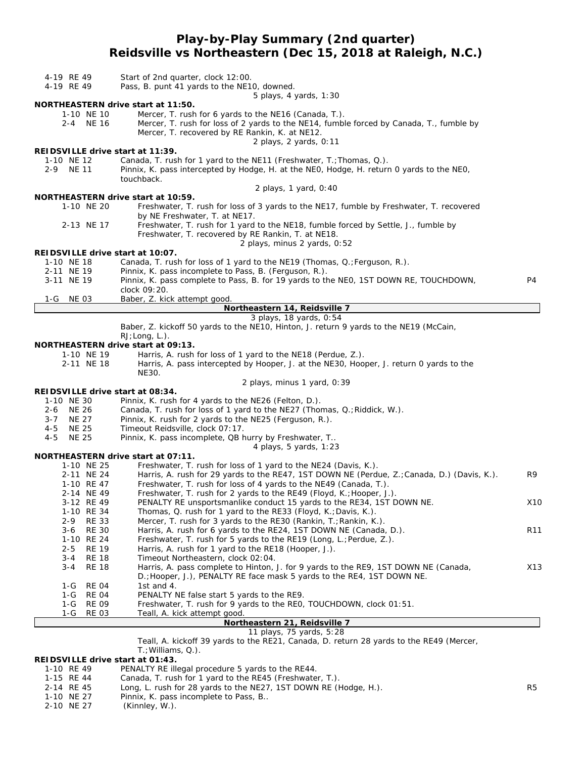# Play-by-Play Summary (2nd quarter)
## Reidsville vs Northeastern (Dec 15, 2018 at Raleigh, N.C.)

4-19 RE 49 — Start of 2nd quarter, clock 12:00.
4-19 RE 49 — Pass, B. punt 41 yards to the NE10, downed.

5 plays, 4 yards, 1:30

**NORTHEASTERN drive start at 11:50.**

1-10 NE 10 — Mercer, T. rush for 6 yards to the NE16 (Canada, T.).
2-4 NE 16 — Mercer, T. rush for loss of 2 yards to the NE14, fumble forced by Canada, T., fumble by Mercer, T. recovered by RE Rankin, K. at NE12.

2 plays, 2 yards, 0:11

**REIDSVILLE drive start at 11:39.**

1-10 NE 12 — Canada, T. rush for 1 yard to the NE11 (Freshwater, T.;Thomas, Q.).
2-9 NE 11 — Pinnix, K. pass intercepted by Hodge, H. at the NE0, Hodge, H. return 0 yards to the NE0, touchback.

2 plays, 1 yard, 0:40

**NORTHEASTERN drive start at 10:59.**

1-10 NE 20 — Freshwater, T. rush for loss of 3 yards to the NE17, fumble by Freshwater, T. recovered by NE Freshwater, T. at NE17.
2-13 NE 17 — Freshwater, T. rush for 1 yard to the NE18, fumble forced by Settle, J., fumble by Freshwater, T. recovered by RE Rankin, T. at NE18.

2 plays, minus 2 yards, 0:52

**REIDSVILLE drive start at 10:07.**

1-10 NE 18 — Canada, T. rush for loss of 1 yard to the NE19 (Thomas, Q.;Ferguson, R.).
2-11 NE 19 — Pinnix, K. pass incomplete to Pass, B. (Ferguson, R.).
3-11 NE 19 — Pinnix, K. pass complete to Pass, B. for 19 yards to the NE0, 1ST DOWN RE, TOUCHDOWN, clock 09:20. — P4
1-G NE 03 — Baber, Z. kick attempt good.

**Northeastern 14, Reidsville 7**

3 plays, 18 yards, 0:54

Baber, Z. kickoff 50 yards to the NE10, Hinton, J. return 9 yards to the NE19 (McCain, RJ;Long, L.).

**NORTHEASTERN drive start at 09:13.**

1-10 NE 19 — Harris, A. rush for loss of 1 yard to the NE18 (Perdue, Z.).
2-11 NE 18 — Harris, A. pass intercepted by Hooper, J. at the NE30, Hooper, J. return 0 yards to the NE30.

2 plays, minus 1 yard, 0:39

**REIDSVILLE drive start at 08:34.**

1-10 NE 30 — Pinnix, K. rush for 4 yards to the NE26 (Felton, D.).
2-6 NE 26 — Canada, T. rush for loss of 1 yard to the NE27 (Thomas, Q.;Riddick, W.).
3-7 NE 27 — Pinnix, K. rush for 2 yards to the NE25 (Ferguson, R.).
4-5 NE 25 — Timeout Reidsville, clock 07:17.
4-5 NE 25 — Pinnix, K. pass incomplete, QB hurry by Freshwater, T..

4 plays, 5 yards, 1:23

**NORTHEASTERN drive start at 07:11.**

1-10 NE 25 — Freshwater, T. rush for loss of 1 yard to the NE24 (Davis, K.).
2-11 NE 24 — Harris, A. rush for 29 yards to the RE47, 1ST DOWN NE (Perdue, Z.;Canada, D.) (Davis, K.). — R9
1-10 RE 47 — Freshwater, T. rush for loss of 4 yards to the NE49 (Canada, T.).
2-14 NE 49 — Freshwater, T. rush for 2 yards to the RE49 (Floyd, K.;Hooper, J.).
3-12 RE 49 — PENALTY RE unsportsmanlike conduct 15 yards to the RE34, 1ST DOWN NE. — X10
1-10 RE 34 — Thomas, Q. rush for 1 yard to the RE33 (Floyd, K.;Davis, K.).
2-9 RE 33 — Mercer, T. rush for 3 yards to the RE30 (Rankin, T.;Rankin, K.).
3-6 RE 30 — Harris, A. rush for 6 yards to the RE24, 1ST DOWN NE (Canada, D.). — R11
1-10 RE 24 — Freshwater, T. rush for 5 yards to the RE19 (Long, L.;Perdue, Z.).
2-5 RE 19 — Harris, A. rush for 1 yard to the RE18 (Hooper, J.).
3-4 RE 18 — Timeout Northeastern, clock 02:04.
3-4 RE 18 — Harris, A. pass complete to Hinton, J. for 9 yards to the RE9, 1ST DOWN NE (Canada, D.;Hooper, J.), PENALTY RE face mask 5 yards to the RE4, 1ST DOWN NE. — X13
1-G RE 04 — 1st and 4.
1-G RE 04 — PENALTY NE false start 5 yards to the RE9.
1-G RE 09 — Freshwater, T. rush for 9 yards to the RE0, TOUCHDOWN, clock 01:51.
1-G RE 03 — Teall, A. kick attempt good.

**Northeastern 21, Reidsville 7**

11 plays, 75 yards, 5:28

Teall, A. kickoff 39 yards to the RE21, Canada, D. return 28 yards to the RE49 (Mercer, T.;Williams, Q.).

**REIDSVILLE drive start at 01:43.**

1-10 RE 49 — PENALTY RE illegal procedure 5 yards to the RE44.
1-15 RE 44 — Canada, T. rush for 1 yard to the RE45 (Freshwater, T.).
2-14 RE 45 — Long, L. rush for 28 yards to the NE27, 1ST DOWN RE (Hodge, H.). — R5
1-10 NE 27 — Pinnix, K. pass incomplete to Pass, B..
2-10 NE 27 — (Kinnley, W.).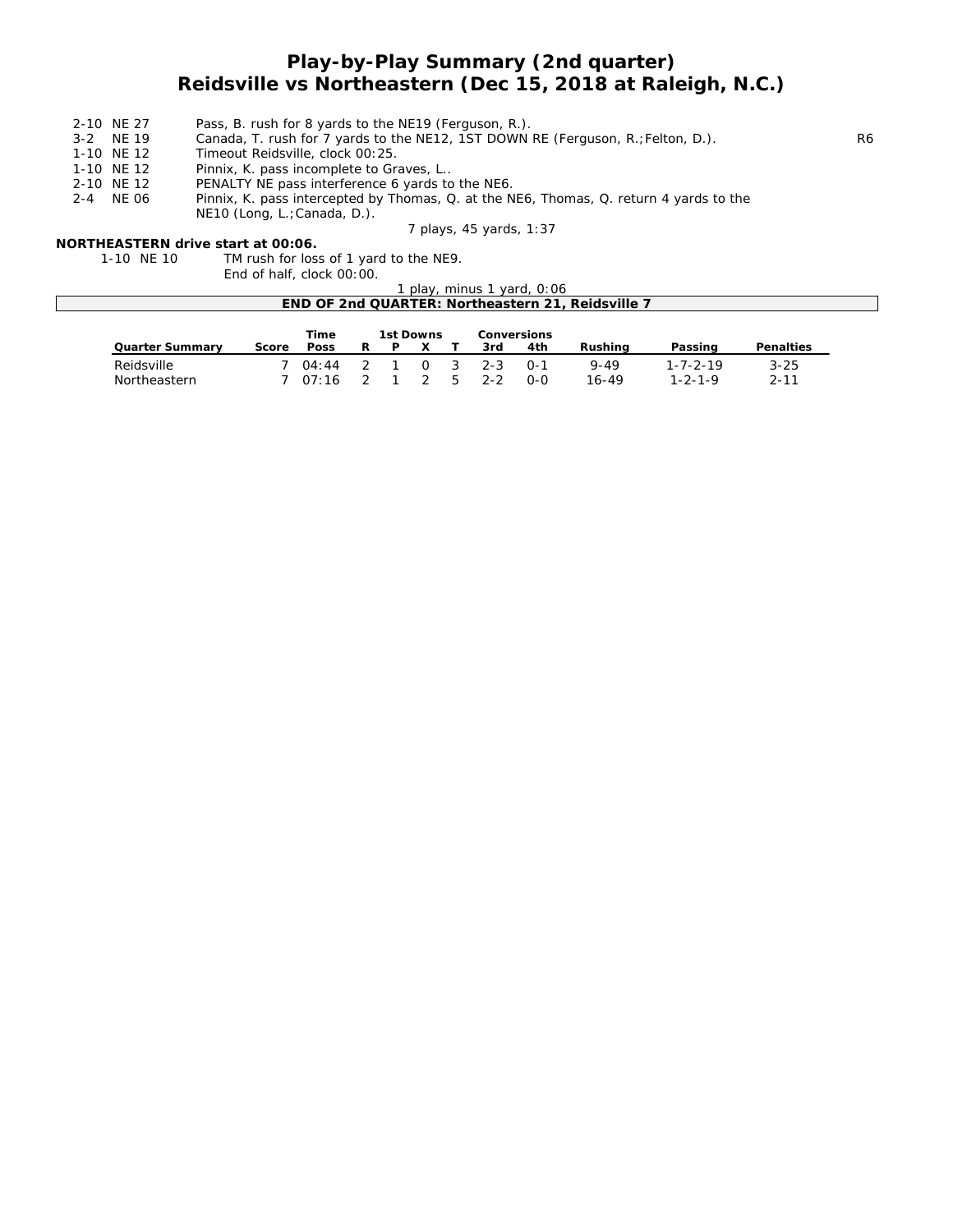# Play-by-Play Summary (2nd quarter)
## Reidsville vs Northeastern (Dec 15, 2018 at Raleigh, N.C.)

| | | |
|---|---|---|
| 2-10 NE 27 | Pass, B. rush for 8 yards to the NE19 (Ferguson, R.). | |
| 3-2 NE 19 | Canada, T. rush for 7 yards to the NE12, 1ST DOWN RE (Ferguson, R.;Felton, D.). | R6 |
| 1-10 NE 12 | Timeout Reidsville, clock 00:25. | |
| 1-10 NE 12 | Pinnix, K. pass incomplete to Graves, L.. | |
| 2-10 NE 12 | PENALTY NE pass interference 6 yards to the NE6. | |
| 2-4 NE 06 | Pinnix, K. pass intercepted by Thomas, Q. at the NE6, Thomas, Q. return 4 yards to the NE10 (Long, L.;Canada, D.). | |

7 plays, 45 yards, 1:37

**NORTHEASTERN drive start at 00:06.**

| | |
|---|---|
| 1-10 NE 10 | TM rush for loss of 1 yard to the NE9. |
| | End of half, clock 00:00. |

1 play, minus 1 yard, 0:06

**END OF 2nd QUARTER: Northeastern 21, Reidsville 7**

| Quarter Summary | Score | Time Poss | 1st Downs R | P | X | T | Conversions 3rd | 4th | Rushing | Passing | Penalties |
|---|---|---|---|---|---|---|---|---|---|---|---|
| Reidsville | 7 | 04:44 | 2 | 1 | 0 | 3 | 2-3 | 0-1 | 9-49 | 1-7-2-19 | 3-25 |
| Northeastern | 7 | 07:16 | 2 | 1 | 2 | 5 | 2-2 | 0-0 | 16-49 | 1-2-1-9 | 2-11 |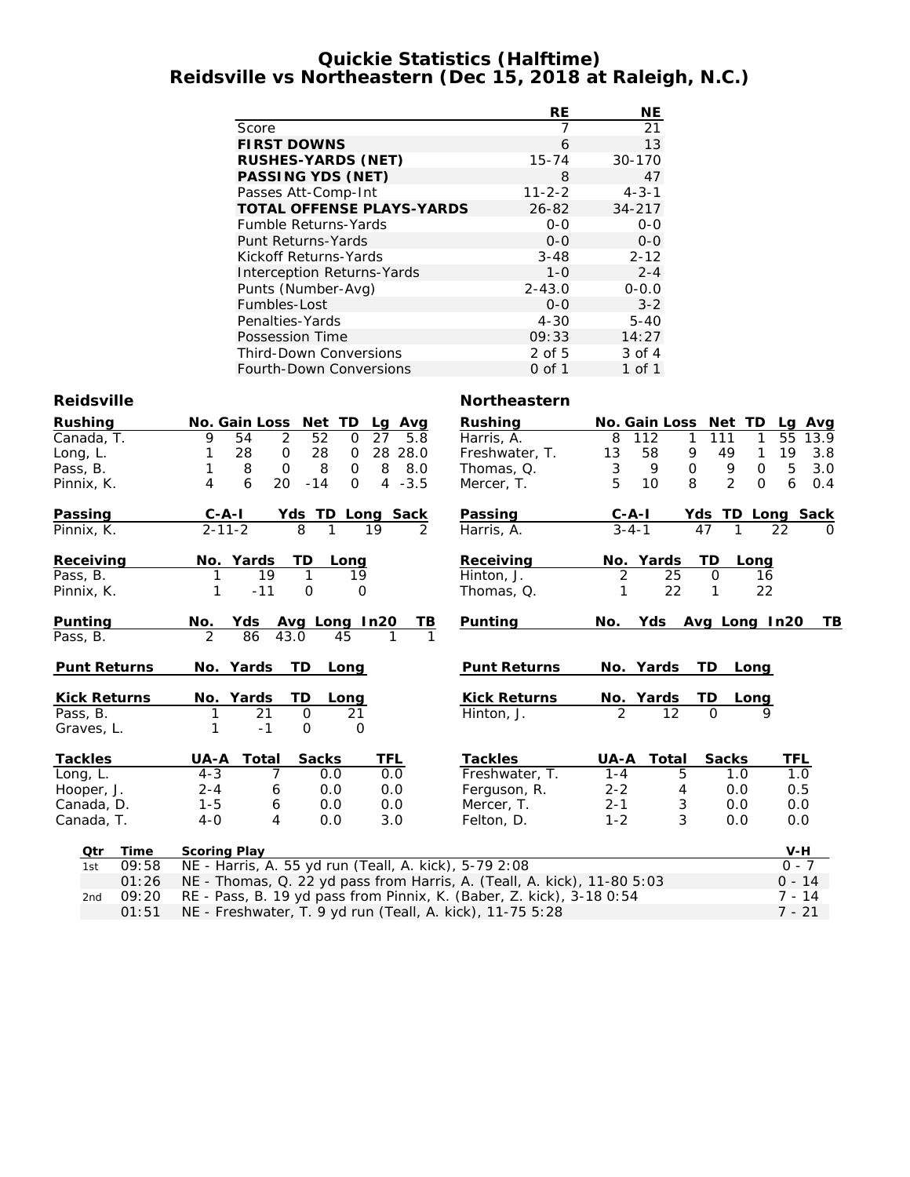# Quickie Statistics (Halftime)
## Reidsville vs Northeastern (Dec 15, 2018 at Raleigh, N.C.)

| | RE | NE |
|---|---|---|
| Score | 7 | 21 |
| **FIRST DOWNS** | 6 | 13 |
| **RUSHES-YARDS (NET)** | 15-74 | 30-170 |
| **PASSING YDS (NET)** | 8 | 47 |
| Passes Att-Comp-Int | 11-2-2 | 4-3-1 |
| **TOTAL OFFENSE PLAYS-YARDS** | 26-82 | 34-217 |
| Fumble Returns-Yards | 0-0 | 0-0 |
| Punt Returns-Yards | 0-0 | 0-0 |
| Kickoff Returns-Yards | 3-48 | 2-12 |
| Interception Returns-Yards | 1-0 | 2-4 |
| Punts (Number-Avg) | 2-43.0 | 0-0.0 |
| Fumbles-Lost | 0-0 | 3-2 |
| Penalties-Yards | 4-30 | 5-40 |
| Possession Time | 09:33 | 14:27 |
| Third-Down Conversions | 2 of 5 | 3 of 4 |
| Fourth-Down Conversions | 0 of 1 | 1 of 1 |

### Reidsville

| Rushing | No. | Gain | Loss | Net | TD | Lg | Avg |
|---|---|---|---|---|---|---|---|
| Canada, T. | 9 | 54 | 2 | 52 | 0 | 27 | 5.8 |
| Long, L. | 1 | 28 | 0 | 28 | 0 | 28 | 28.0 |
| Pass, B. | 1 | 8 | 0 | 8 | 0 | 8 | 8.0 |
| Pinnix, K. | 4 | 6 | 20 | -14 | 0 | 4 | -3.5 |

| Passing | C-A-I | Yds | TD | Long | Sack |
|---|---|---|---|---|---|
| Pinnix, K. | 2-11-2 | 8 | 1 | 19 | 2 |

| Receiving | No. | Yards | TD | Long |
|---|---|---|---|---|
| Pass, B. | 1 | 19 | 1 | 19 |
| Pinnix, K. | 1 | -11 | 0 | 0 |

| Punting | No. | Yds | Avg | Long | In20 | TB |
|---|---|---|---|---|---|---|
| Pass, B. | 2 | 86 | 43.0 | 45 | 1 | 1 |

| Punt Returns | No. | Yards | TD | Long |
|---|---|---|---|---|

| Kick Returns | No. | Yards | TD | Long |
|---|---|---|---|---|
| Pass, B. | 1 | 21 | 0 | 21 |
| Graves, L. | 1 | -1 | 0 | 0 |

| Tackles | UA-A | Total | Sacks | TFL |
|---|---|---|---|---|
| Long, L. | 4-3 | 7 | 0.0 | 0.0 |
| Hooper, J. | 2-4 | 6 | 0.0 | 0.0 |
| Canada, D. | 1-5 | 6 | 0.0 | 0.0 |
| Canada, T. | 4-0 | 4 | 0.0 | 3.0 |

### Northeastern

| Rushing | No. | Gain | Loss | Net | TD | Lg | Avg |
|---|---|---|---|---|---|---|---|
| Harris, A. | 8 | 112 | 1 | 111 | 1 | 55 | 13.9 |
| Freshwater, T. | 13 | 58 | 9 | 49 | 1 | 19 | 3.8 |
| Thomas, Q. | 3 | 9 | 0 | 9 | 0 | 5 | 3.0 |
| Mercer, T. | 5 | 10 | 8 | 2 | 0 | 6 | 0.4 |

| Passing | C-A-I | Yds | TD | Long | Sack |
|---|---|---|---|---|---|
| Harris, A. | 3-4-1 | 47 | 1 | 22 | 0 |

| Receiving | No. | Yards | TD | Long |
|---|---|---|---|---|
| Hinton, J. | 2 | 25 | 0 | 16 |
| Thomas, Q. | 1 | 22 | 1 | 22 |

| Punting | No. | Yds | Avg | Long | In20 | TB |
|---|---|---|---|---|---|---|

| Punt Returns | No. | Yards | TD | Long |
|---|---|---|---|---|

| Kick Returns | No. | Yards | TD | Long |
|---|---|---|---|---|
| Hinton, J. | 2 | 12 | 0 | 9 |

| Tackles | UA-A | Total | Sacks | TFL |
|---|---|---|---|---|
| Freshwater, T. | 1-4 | 5 | 1.0 | 1.0 |
| Ferguson, R. | 2-2 | 4 | 0.0 | 0.5 |
| Mercer, T. | 2-1 | 3 | 0.0 | 0.0 |
| Felton, D. | 1-2 | 3 | 0.0 | 0.0 |

| Qtr | Time | Scoring Play | V-H |
|---|---|---|---|
| 1st | 09:58 | NE - Harris, A. 55 yd run (Teall, A. kick), 5-79 2:08 | 0 - 7 |
| | 01:26 | NE - Thomas, Q. 22 yd pass from Harris, A. (Teall, A. kick), 11-80 5:03 | 0 - 14 |
| 2nd | 09:20 | RE - Pass, B. 19 yd pass from Pinnix, K. (Baber, Z. kick), 3-18 0:54 | 7 - 14 |
| | 01:51 | NE - Freshwater, T. 9 yd run (Teall, A. kick), 11-75 5:28 | 7 - 21 |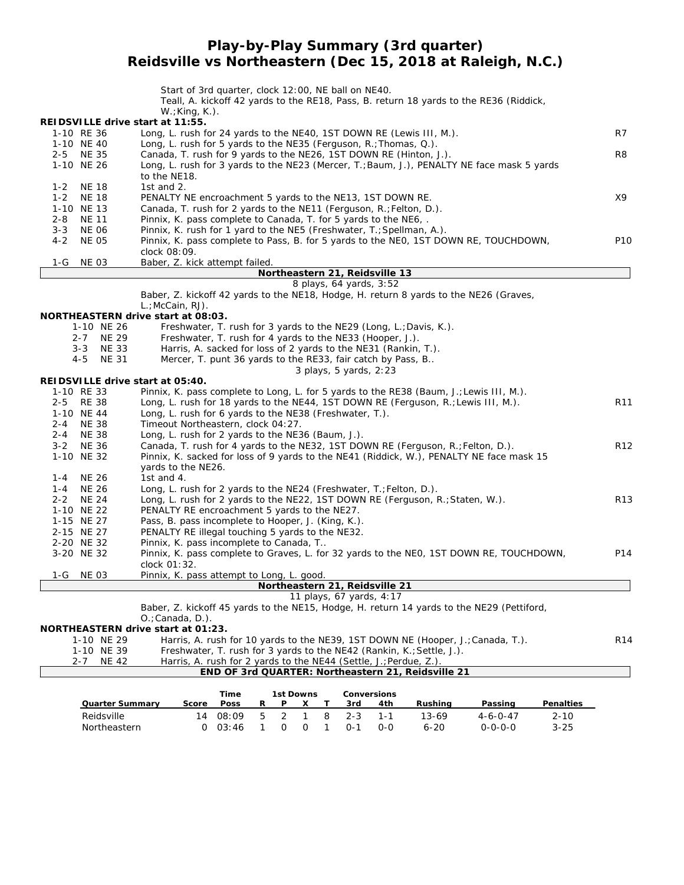# Play-by-Play Summary (3rd quarter)
## Reidsville vs Northeastern (Dec 15, 2018 at Raleigh, N.C.)

Start of 3rd quarter, clock 12:00, NE ball on NE40.
Teall, A. kickoff 42 yards to the RE18, Pass, B. return 18 yards to the RE36 (Riddick, W.;King, K.).

**REIDSVILLE drive start at 11:55.**

| Down | Play | |
|---|---|---|
| 1-10 RE 36 | Long, L. rush for 24 yards to the NE40, 1ST DOWN RE (Lewis III, M.). | R7 |
| 1-10 NE 40 | Long, L. rush for 5 yards to the NE35 (Ferguson, R.;Thomas, Q.). | |
| 2-5 NE 35 | Canada, T. rush for 9 yards to the NE26, 1ST DOWN RE (Hinton, J.). | R8 |
| 1-10 NE 26 | Long, L. rush for 3 yards to the NE23 (Mercer, T.;Baum, J.), PENALTY NE face mask 5 yards to the NE18. | |
| 1-2 NE 18 | 1st and 2. | |
| 1-2 NE 18 | PENALTY NE encroachment 5 yards to the NE13, 1ST DOWN RE. | X9 |
| 1-10 NE 13 | Canada, T. rush for 2 yards to the NE11 (Ferguson, R.;Felton, D.). | |
| 2-8 NE 11 | Pinnix, K. pass complete to Canada, T. for 5 yards to the NE6, . | |
| 3-3 NE 06 | Pinnix, K. rush for 1 yard to the NE5 (Freshwater, T.;Spellman, A.). | |
| 4-2 NE 05 | Pinnix, K. pass complete to Pass, B. for 5 yards to the NE0, 1ST DOWN RE, TOUCHDOWN, clock 08:09. | P10 |
| 1-G NE 03 | Baber, Z. kick attempt failed. | |

**Northeastern 21, Reidsville 13**
8 plays, 64 yards, 3:52

Baber, Z. kickoff 42 yards to the NE18, Hodge, H. return 8 yards to the NE26 (Graves, L.;McCain, RJ).

**NORTHEASTERN drive start at 08:03.**

| Down | Play |
|---|---|
| 1-10 NE 26 | Freshwater, T. rush for 3 yards to the NE29 (Long, L.;Davis, K.). |
| 2-7 NE 29 | Freshwater, T. rush for 4 yards to the NE33 (Hooper, J.). |
| 3-3 NE 33 | Harris, A. sacked for loss of 2 yards to the NE31 (Rankin, T.). |
| 4-5 NE 31 | Mercer, T. punt 36 yards to the RE33, fair catch by Pass, B.. |

3 plays, 5 yards, 2:23

**REIDSVILLE drive start at 05:40.**

| Down | Play | |
|---|---|---|
| 1-10 RE 33 | Pinnix, K. pass complete to Long, L. for 5 yards to the RE38 (Baum, J.;Lewis III, M.). | |
| 2-5 RE 38 | Long, L. rush for 18 yards to the NE44, 1ST DOWN RE (Ferguson, R.;Lewis III, M.). | R11 |
| 1-10 NE 44 | Long, L. rush for 6 yards to the NE38 (Freshwater, T.). | |
| 2-4 NE 38 | Timeout Northeastern, clock 04:27. | |
| 2-4 NE 38 | Long, L. rush for 2 yards to the NE36 (Baum, J.). | |
| 3-2 NE 36 | Canada, T. rush for 4 yards to the NE32, 1ST DOWN RE (Ferguson, R.;Felton, D.). | R12 |
| 1-10 NE 32 | Pinnix, K. sacked for loss of 9 yards to the NE41 (Riddick, W.), PENALTY NE face mask 15 yards to the NE26. | |
| 1-4 NE 26 | 1st and 4. | |
| 1-4 NE 26 | Long, L. rush for 2 yards to the NE24 (Freshwater, T.;Felton, D.). | |
| 2-2 NE 24 | Long, L. rush for 2 yards to the NE22, 1ST DOWN RE (Ferguson, R.;Staten, W.). | R13 |
| 1-10 NE 22 | PENALTY RE encroachment 5 yards to the NE27. | |
| 1-15 NE 27 | Pass, B. pass incomplete to Hooper, J. (King, K.). | |
| 2-15 NE 27 | PENALTY RE illegal touching 5 yards to the NE32. | |
| 2-20 NE 32 | Pinnix, K. pass incomplete to Canada, T.. | |
| 3-20 NE 32 | Pinnix, K. pass complete to Graves, L. for 32 yards to the NE0, 1ST DOWN RE, TOUCHDOWN, clock 01:32. | P14 |
| 1-G NE 03 | Pinnix, K. pass attempt to Long, L. good. | |

**Northeastern 21, Reidsville 21**
11 plays, 67 yards, 4:17

Baber, Z. kickoff 45 yards to the NE15, Hodge, H. return 14 yards to the NE29 (Pettiford, O.;Canada, D.).

**NORTHEASTERN drive start at 01:23.**

| Down | Play | |
|---|---|---|
| 1-10 NE 29 | Harris, A. rush for 10 yards to the NE39, 1ST DOWN NE (Hooper, J.;Canada, T.). | R14 |
| 1-10 NE 39 | Freshwater, T. rush for 3 yards to the NE42 (Rankin, K.;Settle, J.). | |
| 2-7 NE 42 | Harris, A. rush for 2 yards to the NE44 (Settle, J.;Perdue, Z.). | |

**END OF 3rd QUARTER: Northeastern 21, Reidsville 21**

| Quarter Summary | Score | Time Poss | 1st Downs R | P | X | T | Conversions 3rd | 4th | Rushing | Passing | Penalties |
|---|---|---|---|---|---|---|---|---|---|---|---|
| Reidsville | 14 | 08:09 | 5 | 2 | 1 | 8 | 2-3 | 1-1 | 13-69 | 4-6-0-47 | 2-10 |
| Northeastern | 0 | 03:46 | 1 | 0 | 0 | 1 | 0-1 | 0-0 | 6-20 | 0-0-0-0 | 3-25 |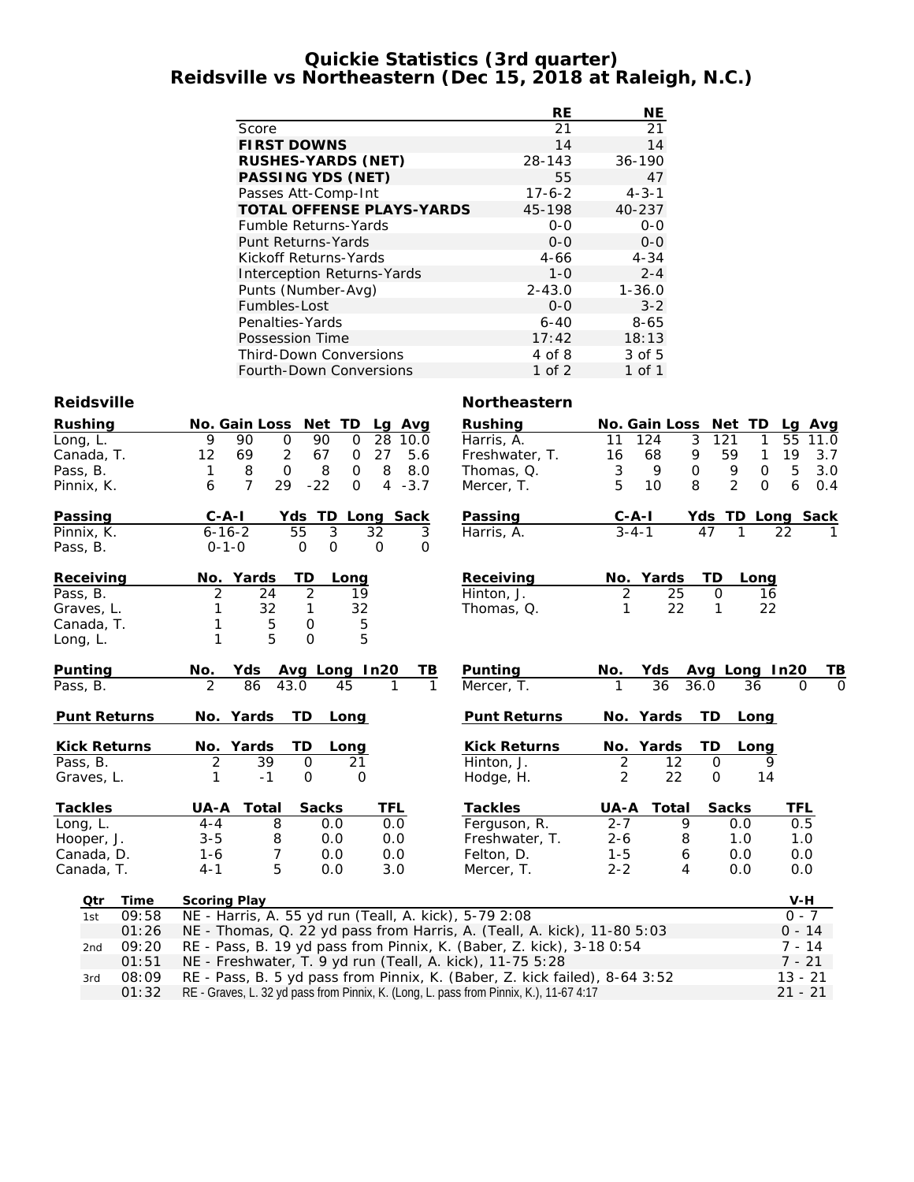# Quickie Statistics (3rd quarter)
## Reidsville vs Northeastern (Dec 15, 2018 at Raleigh, N.C.)

| | RE | NE |
|---|---|---|
| Score | 21 | 21 |
| **FIRST DOWNS** | 14 | 14 |
| **RUSHES-YARDS (NET)** | 28-143 | 36-190 |
| **PASSING YDS (NET)** | 55 | 47 |
| Passes Att-Comp-Int | 17-6-2 | 4-3-1 |
| **TOTAL OFFENSE PLAYS-YARDS** | 45-198 | 40-237 |
| Fumble Returns-Yards | 0-0 | 0-0 |
| Punt Returns-Yards | 0-0 | 0-0 |
| Kickoff Returns-Yards | 4-66 | 4-34 |
| Interception Returns-Yards | 1-0 | 2-4 |
| Punts (Number-Avg) | 2-43.0 | 1-36.0 |
| Fumbles-Lost | 0-0 | 3-2 |
| Penalties-Yards | 6-40 | 8-65 |
| Possession Time | 17:42 | 18:13 |
| Third-Down Conversions | 4 of 8 | 3 of 5 |
| Fourth-Down Conversions | 1 of 2 | 1 of 1 |

### Reidsville

| Rushing | No. | Gain | Loss | Net | TD | Lg | Avg |
|---|---|---|---|---|---|---|---|
| Long, L. | 9 | 90 | 0 | 90 | 0 | 28 | 10.0 |
| Canada, T. | 12 | 69 | 2 | 67 | 0 | 27 | 5.6 |
| Pass, B. | 1 | 8 | 0 | 8 | 0 | 8 | 8.0 |
| Pinnix, K. | 6 | 7 | 29 | -22 | 0 | 4 | -3.7 |

| Passing | C-A-I | Yds | TD | Long | Sack |
|---|---|---|---|---|---|
| Pinnix, K. | 6-16-2 | 55 | 3 | 32 | 3 |
| Pass, B. | 0-1-0 | 0 | 0 | 0 | 0 |

| Receiving | No. | Yards | TD | Long |
|---|---|---|---|---|
| Pass, B. | 2 | 24 | 2 | 19 |
| Graves, L. | 1 | 32 | 1 | 32 |
| Canada, T. | 1 | 5 | 0 | 5 |
| Long, L. | 1 | 5 | 0 | 5 |

| Punting | No. | Yds | Avg | Long | In20 | TB |
|---|---|---|---|---|---|---|
| Pass, B. | 2 | 86 | 43.0 | 45 | 1 | 1 |

| Punt Returns | No. | Yards | TD | Long |
|---|---|---|---|---|

| Kick Returns | No. | Yards | TD | Long |
|---|---|---|---|---|
| Pass, B. | 2 | 39 | 0 | 21 |
| Graves, L. | 1 | -1 | 0 | 0 |

| Tackles | UA-A | Total | Sacks | TFL |
|---|---|---|---|---|
| Long, L. | 4-4 | 8 | 0.0 | 0.0 |
| Hooper, J. | 3-5 | 8 | 0.0 | 0.0 |
| Canada, D. | 1-6 | 7 | 0.0 | 0.0 |
| Canada, T. | 4-1 | 5 | 0.0 | 3.0 |

### Northeastern

| Rushing | No. | Gain | Loss | Net | TD | Lg | Avg |
|---|---|---|---|---|---|---|---|
| Harris, A. | 11 | 124 | 3 | 121 | 1 | 55 | 11.0 |
| Freshwater, T. | 16 | 68 | 9 | 59 | 1 | 19 | 3.7 |
| Thomas, Q. | 3 | 9 | 0 | 9 | 0 | 5 | 3.0 |
| Mercer, T. | 5 | 10 | 8 | 2 | 0 | 6 | 0.4 |

| Passing | C-A-I | Yds | TD | Long | Sack |
|---|---|---|---|---|---|
| Harris, A. | 3-4-1 | 47 | 1 | 22 | 1 |

| Receiving | No. | Yards | TD | Long |
|---|---|---|---|---|
| Hinton, J. | 2 | 25 | 0 | 16 |
| Thomas, Q. | 1 | 22 | 1 | 22 |

| Punting | No. | Yds | Avg | Long | In20 | TB |
|---|---|---|---|---|---|---|
| Mercer, T. | 1 | 36 | 36.0 | 36 | 0 | 0 |

| Punt Returns | No. | Yards | TD | Long |
|---|---|---|---|---|

| Kick Returns | No. | Yards | TD | Long |
|---|---|---|---|---|
| Hinton, J. | 2 | 12 | 0 | 9 |
| Hodge, H. | 2 | 22 | 0 | 14 |

| Tackles | UA-A | Total | Sacks | TFL |
|---|---|---|---|---|
| Ferguson, R. | 2-7 | 9 | 0.0 | 0.5 |
| Freshwater, T. | 2-6 | 8 | 1.0 | 1.0 |
| Felton, D. | 1-5 | 6 | 0.0 | 0.0 |
| Mercer, T. | 2-2 | 4 | 0.0 | 0.0 |

| Qtr | Time | Scoring Play | V-H |
|---|---|---|---|
| 1st | 09:58 | NE - Harris, A. 55 yd run (Teall, A. kick), 5-79 2:08 | 0 - 7 |
| | 01:26 | NE - Thomas, Q. 22 yd pass from Harris, A. (Teall, A. kick), 11-80 5:03 | 0 - 14 |
| 2nd | 09:20 | RE - Pass, B. 19 yd pass from Pinnix, K. (Baber, Z. kick), 3-18 0:54 | 7 - 14 |
| | 01:51 | NE - Freshwater, T. 9 yd run (Teall, A. kick), 11-75 5:28 | 7 - 21 |
| 3rd | 08:09 | RE - Pass, B. 5 yd pass from Pinnix, K. (Baber, Z. kick failed), 8-64 3:52 | 13 - 21 |
| | 01:32 | RE - Graves, L. 32 yd pass from Pinnix, K. (Long, L. pass from Pinnix, K.), 11-67 4:17 | 21 - 21 |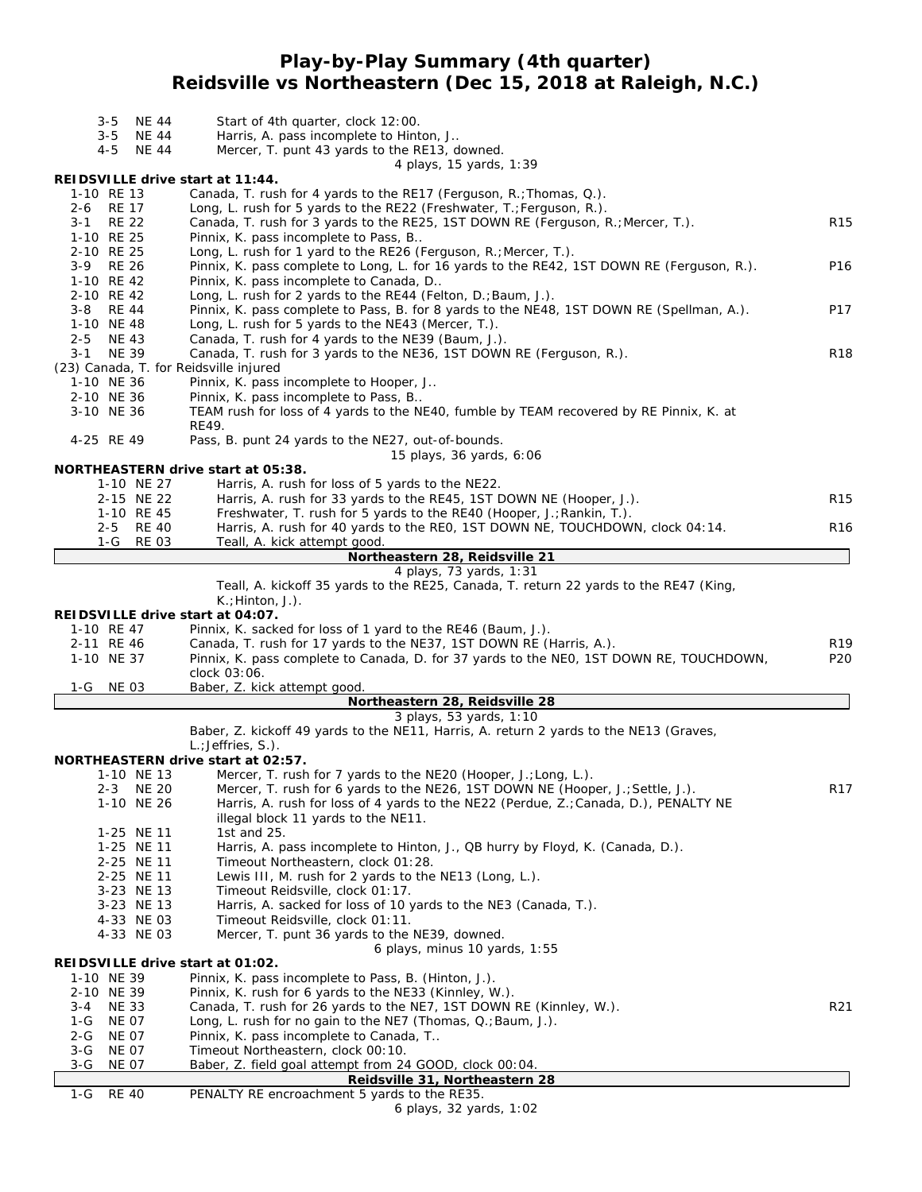# Play-by-Play Summary (4th quarter)
## Reidsville vs Northeastern (Dec 15, 2018 at Raleigh, N.C.)

| Down | Spot | Play | |
|---|---|---|---|
| 3-5 | NE 44 | Start of 4th quarter, clock 12:00. | |
| 3-5 | NE 44 | Harris, A. pass incomplete to Hinton, J.. | |
| 4-5 | NE 44 | Mercer, T. punt 43 yards to the RE13, downed. | |
| | | 4 plays, 15 yards, 1:39 | |

**REIDSVILLE drive start at 11:44.**

| Down | Spot | Play | |
|---|---|---|---|
| 1-10 | RE 13 | Canada, T. rush for 4 yards to the RE17 (Ferguson, R.;Thomas, Q.). | |
| 2-6 | RE 17 | Long, L. rush for 5 yards to the RE22 (Freshwater, T.;Ferguson, R.). | |
| 3-1 | RE 22 | Canada, T. rush for 3 yards to the RE25, 1ST DOWN RE (Ferguson, R.;Mercer, T.). | R15 |
| 1-10 | RE 25 | Pinnix, K. pass incomplete to Pass, B.. | |
| 2-10 | RE 25 | Long, L. rush for 1 yard to the RE26 (Ferguson, R.;Mercer, T.). | |
| 3-9 | RE 26 | Pinnix, K. pass complete to Long, L. for 16 yards to the RE42, 1ST DOWN RE (Ferguson, R.). | P16 |
| 1-10 | RE 42 | Pinnix, K. pass incomplete to Canada, D.. | |
| 2-10 | RE 42 | Long, L. rush for 2 yards to the RE44 (Felton, D.;Baum, J.). | |
| 3-8 | RE 44 | Pinnix, K. pass complete to Pass, B. for 8 yards to the NE48, 1ST DOWN RE (Spellman, A.). | P17 |
| 1-10 | NE 48 | Long, L. rush for 5 yards to the NE43 (Mercer, T.). | |
| 2-5 | NE 43 | Canada, T. rush for 4 yards to the NE39 (Baum, J.). | |
| 3-1 | NE 39 | Canada, T. rush for 3 yards to the NE36, 1ST DOWN RE (Ferguson, R.). | R18 |
| | | (23) Canada, T. for Reidsville injured | |
| 1-10 | NE 36 | Pinnix, K. pass incomplete to Hooper, J.. | |
| 2-10 | NE 36 | Pinnix, K. pass incomplete to Pass, B.. | |
| 3-10 | NE 36 | TEAM rush for loss of 4 yards to the NE40, fumble by TEAM recovered by RE Pinnix, K. at RE49. | |
| 4-25 | RE 49 | Pass, B. punt 24 yards to the NE27, out-of-bounds. | |
| | | 15 plays, 36 yards, 6:06 | |

**NORTHEASTERN drive start at 05:38.**

| Down | Spot | Play | |
|---|---|---|---|
| 1-10 | NE 27 | Harris, A. rush for loss of 5 yards to the NE22. | |
| 2-15 | NE 22 | Harris, A. rush for 33 yards to the RE45, 1ST DOWN NE (Hooper, J.). | R15 |
| 1-10 | RE 45 | Freshwater, T. rush for 5 yards to the RE40 (Hooper, J.;Rankin, T.). | |
| 2-5 | RE 40 | Harris, A. rush for 40 yards to the RE0, 1ST DOWN NE, TOUCHDOWN, clock 04:14. | R16 |
| 1-G | RE 03 | Teall, A. kick attempt good. | |
| | | **Northeastern 28, Reidsville 21** | |
| | | 4 plays, 73 yards, 1:31 | |
| | | Teall, A. kickoff 35 yards to the RE25, Canada, T. return 22 yards to the RE47 (King, K.;Hinton, J.). | |

**REIDSVILLE drive start at 04:07.**

| Down | Spot | Play | |
|---|---|---|---|
| 1-10 | RE 47 | Pinnix, K. sacked for loss of 1 yard to the RE46 (Baum, J.). | |
| 2-11 | RE 46 | Canada, T. rush for 17 yards to the NE37, 1ST DOWN RE (Harris, A.). | R19 |
| 1-10 | NE 37 | Pinnix, K. pass complete to Canada, D. for 37 yards to the NE0, 1ST DOWN RE, TOUCHDOWN, clock 03:06. | P20 |
| 1-G | NE 03 | Baber, Z. kick attempt good. | |
| | | **Northeastern 28, Reidsville 28** | |
| | | 3 plays, 53 yards, 1:10 | |
| | | Baber, Z. kickoff 49 yards to the NE11, Harris, A. return 2 yards to the NE13 (Graves, L.;Jeffries, S.). | |

**NORTHEASTERN drive start at 02:57.**

| Down | Spot | Play | |
|---|---|---|---|
| 1-10 | NE 13 | Mercer, T. rush for 7 yards to the NE20 (Hooper, J.;Long, L.). | |
| 2-3 | NE 20 | Mercer, T. rush for 6 yards to the NE26, 1ST DOWN NE (Hooper, J.;Settle, J.). | R17 |
| 1-10 | NE 26 | Harris, A. rush for loss of 4 yards to the NE22 (Perdue, Z.;Canada, D.), PENALTY NE illegal block 11 yards to the NE11. | |
| 1-25 | NE 11 | 1st and 25. | |
| 1-25 | NE 11 | Harris, A. pass incomplete to Hinton, J., QB hurry by Floyd, K. (Canada, D.). | |
| 2-25 | NE 11 | Timeout Northeastern, clock 01:28. | |
| 2-25 | NE 11 | Lewis III, M. rush for 2 yards to the NE13 (Long, L.). | |
| 3-23 | NE 13 | Timeout Reidsville, clock 01:17. | |
| 3-23 | NE 13 | Harris, A. sacked for loss of 10 yards to the NE3 (Canada, T.). | |
| 4-33 | NE 03 | Timeout Reidsville, clock 01:11. | |
| 4-33 | NE 03 | Mercer, T. punt 36 yards to the NE39, downed. | |
| | | 6 plays, minus 10 yards, 1:55 | |

**REIDSVILLE drive start at 01:02.**

| Down | Spot | Play | |
|---|---|---|---|
| 1-10 | NE 39 | Pinnix, K. pass incomplete to Pass, B. (Hinton, J.). | |
| 2-10 | NE 39 | Pinnix, K. rush for 6 yards to the NE33 (Kinnley, W.). | |
| 3-4 | NE 33 | Canada, T. rush for 26 yards to the NE7, 1ST DOWN RE (Kinnley, W.). | R21 |
| 1-G | NE 07 | Long, L. rush for no gain to the NE7 (Thomas, Q.;Baum, J.). | |
| 2-G | NE 07 | Pinnix, K. pass incomplete to Canada, T.. | |
| 3-G | NE 07 | Timeout Northeastern, clock 00:10. | |
| 3-G | NE 07 | Baber, Z. field goal attempt from 24 GOOD, clock 00:04. | |
| | | **Reidsville 31, Northeastern 28** | |
| 1-G | RE 40 | PENALTY RE encroachment 5 yards to the RE35. | |
| | | 6 plays, 32 yards, 1:02 | |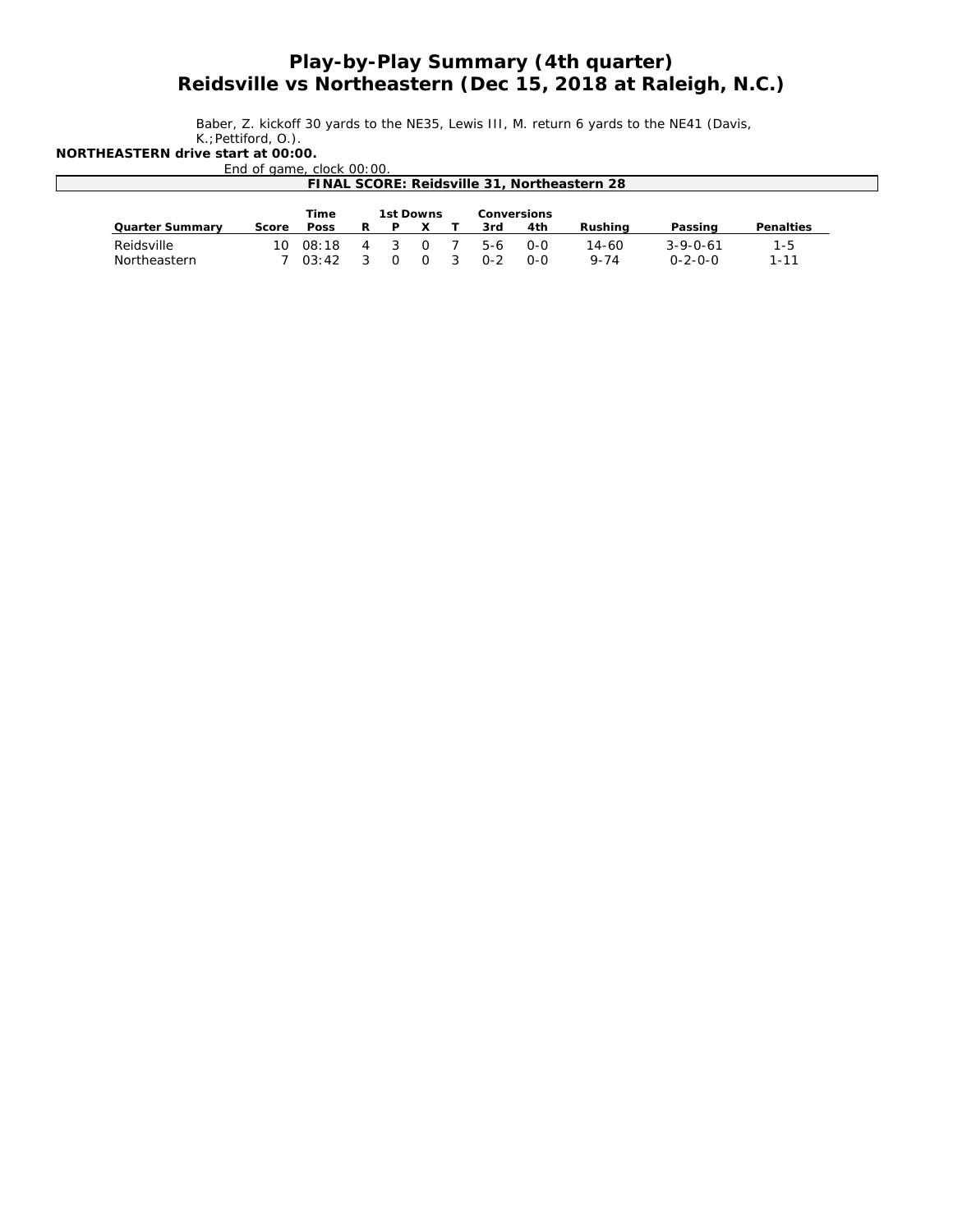# Play-by-Play Summary (4th quarter)
# Reidsville vs Northeastern (Dec 15, 2018 at Raleigh, N.C.)

Baber, Z. kickoff 30 yards to the NE35, Lewis III, M. return 6 yards to the NE41 (Davis, K.;Pettiford, O.).

**NORTHEASTERN drive start at 00:00.**

End of game, clock 00:00.

**FINAL SCORE: Reidsville 31, Northeastern 28**

| | | Time | 1st Downs | | | | Conversions | | | | |
|---|---|---|---|---|---|---|---|---|---|---|---|
| Quarter Summary | Score | Poss | R | P | X | T | 3rd | 4th | Rushing | Passing | Penalties |
| Reidsville | 10 | 08:18 | 4 | 3 | 0 | 7 | 5-6 | 0-0 | 14-60 | 3-9-0-61 | 1-5 |
| Northeastern | 7 | 03:42 | 3 | 0 | 0 | 3 | 0-2 | 0-0 | 9-74 | 0-2-0-0 | 1-11 |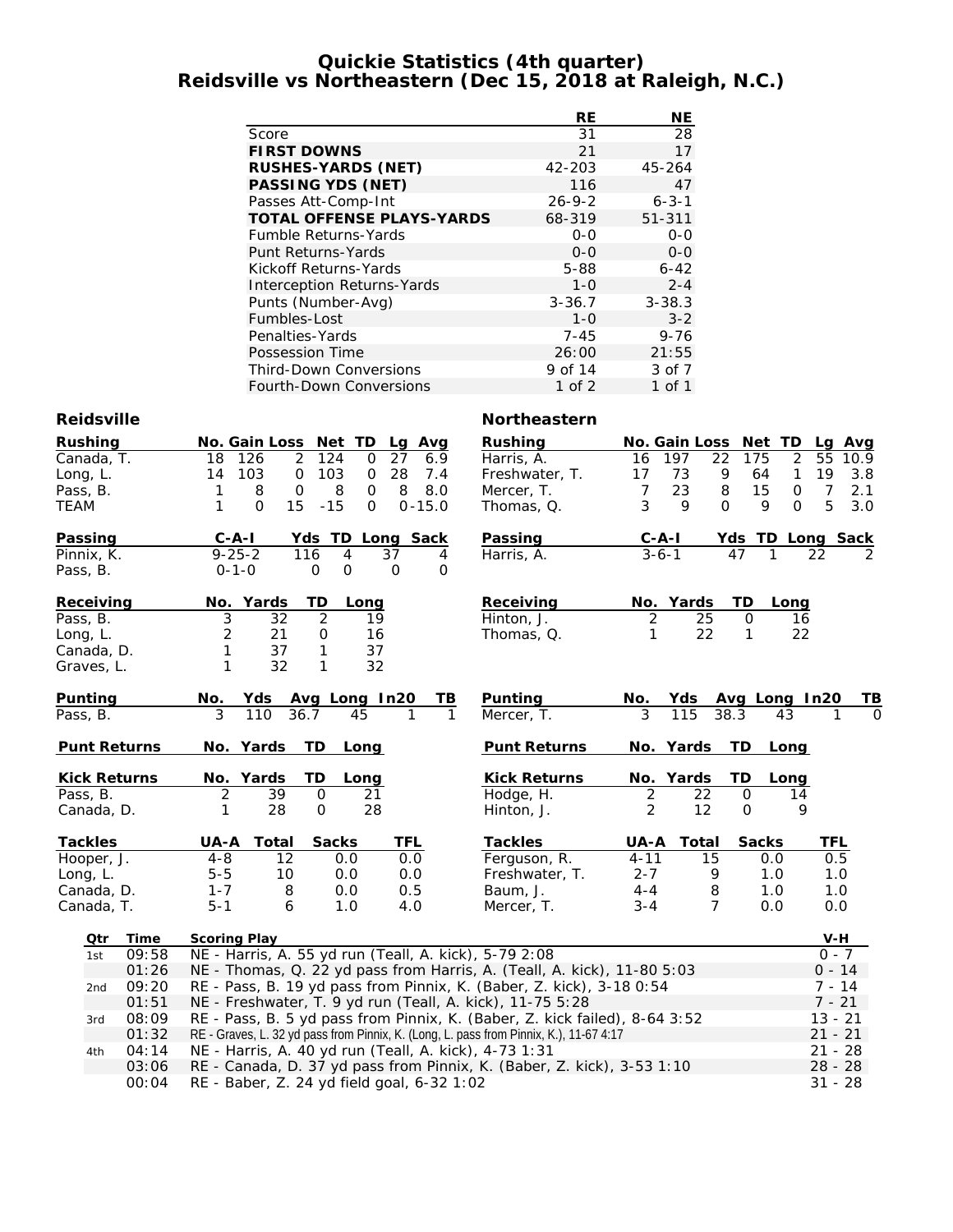# Quickie Statistics (4th quarter)
## Reidsville vs Northeastern (Dec 15, 2018 at Raleigh, N.C.)

| | RE | NE |
|---|---|---|
| Score | 31 | 28 |
| **FIRST DOWNS** | 21 | 17 |
| **RUSHES-YARDS (NET)** | 42-203 | 45-264 |
| **PASSING YDS (NET)** | 116 | 47 |
| Passes Att-Comp-Int | 26-9-2 | 6-3-1 |
| **TOTAL OFFENSE PLAYS-YARDS** | 68-319 | 51-311 |
| Fumble Returns-Yards | 0-0 | 0-0 |
| Punt Returns-Yards | 0-0 | 0-0 |
| Kickoff Returns-Yards | 5-88 | 6-42 |
| Interception Returns-Yards | 1-0 | 2-4 |
| Punts (Number-Avg) | 3-36.7 | 3-38.3 |
| Fumbles-Lost | 1-0 | 3-2 |
| Penalties-Yards | 7-45 | 9-76 |
| Possession Time | 26:00 | 21:55 |
| Third-Down Conversions | 9 of 14 | 3 of 7 |
| Fourth-Down Conversions | 1 of 2 | 1 of 1 |

### Reidsville

| Rushing | No. | Gain | Loss | Net | TD | Lg | Avg |
|---|---|---|---|---|---|---|---|
| Canada, T. | 18 | 126 | 2 | 124 | 0 | 27 | 6.9 |
| Long, L. | 14 | 103 | 0 | 103 | 0 | 28 | 7.4 |
| Pass, B. | 1 | 8 | 0 | 8 | 0 | 8 | 8.0 |
| TEAM | 1 | 0 | 15 | -15 | 0 | 0 | -15.0 |

| Passing | C-A-I | Yds | TD | Long | Sack |
|---|---|---|---|---|---|
| Pinnix, K. | 9-25-2 | 116 | 4 | 37 | 4 |
| Pass, B. | 0-1-0 | 0 | 0 | 0 | 0 |

| Receiving | No. | Yards | TD | Long |
|---|---|---|---|---|
| Pass, B. | 3 | 32 | 2 | 19 |
| Long, L. | 2 | 21 | 0 | 16 |
| Canada, D. | 1 | 37 | 1 | 37 |
| Graves, L. | 1 | 32 | 1 | 32 |

| Punting | No. | Yds | Avg | Long | In20 | TB |
|---|---|---|---|---|---|---|
| Pass, B. | 3 | 110 | 36.7 | 45 | 1 | 1 |

| Punt Returns | No. | Yards | TD | Long |
|---|---|---|---|---|

| Kick Returns | No. | Yards | TD | Long |
|---|---|---|---|---|
| Pass, B. | 2 | 39 | 0 | 21 |
| Canada, D. | 1 | 28 | 0 | 28 |

| Tackles | UA-A | Total | Sacks | TFL |
|---|---|---|---|---|
| Hooper, J. | 4-8 | 12 | 0.0 | 0.0 |
| Long, L. | 5-5 | 10 | 0.0 | 0.0 |
| Canada, D. | 1-7 | 8 | 0.0 | 0.5 |
| Canada, T. | 5-1 | 6 | 1.0 | 4.0 |

### Northeastern

| Rushing | No. | Gain | Loss | Net | TD | Lg | Avg |
|---|---|---|---|---|---|---|---|
| Harris, A. | 16 | 197 | 22 | 175 | 2 | 55 | 10.9 |
| Freshwater, T. | 17 | 73 | 9 | 64 | 1 | 19 | 3.8 |
| Mercer, T. | 7 | 23 | 8 | 15 | 0 | 7 | 2.1 |
| Thomas, Q. | 3 | 9 | 0 | 9 | 0 | 5 | 3.0 |

| Passing | C-A-I | Yds | TD | Long | Sack |
|---|---|---|---|---|---|
| Harris, A. | 3-6-1 | 47 | 1 | 22 | 2 |

| Receiving | No. | Yards | TD | Long |
|---|---|---|---|---|
| Hinton, J. | 2 | 25 | 0 | 16 |
| Thomas, Q. | 1 | 22 | 1 | 22 |

| Punting | No. | Yds | Avg | Long | In20 | TB |
|---|---|---|---|---|---|---|
| Mercer, T. | 3 | 115 | 38.3 | 43 | 1 | 0 |

| Punt Returns | No. | Yards | TD | Long |
|---|---|---|---|---|

| Kick Returns | No. | Yards | TD | Long |
|---|---|---|---|---|
| Hodge, H. | 2 | 22 | 0 | 14 |
| Hinton, J. | 2 | 12 | 0 | 9 |

| Tackles | UA-A | Total | Sacks | TFL |
|---|---|---|---|---|
| Ferguson, R. | 4-11 | 15 | 0.0 | 0.5 |
| Freshwater, T. | 2-7 | 9 | 1.0 | 1.0 |
| Baum, J. | 4-4 | 8 | 1.0 | 1.0 |
| Mercer, T. | 3-4 | 7 | 0.0 | 0.0 |

| Qtr | Time | Scoring Play | V-H |
|---|---|---|---|
| 1st | 09:58 | NE - Harris, A. 55 yd run (Teall, A. kick), 5-79 2:08 | 0 - 7 |
| | 01:26 | NE - Thomas, Q. 22 yd pass from Harris, A. (Teall, A. kick), 11-80 5:03 | 0 - 14 |
| 2nd | 09:20 | RE - Pass, B. 19 yd pass from Pinnix, K. (Baber, Z. kick), 3-18 0:54 | 7 - 14 |
| | 01:51 | NE - Freshwater, T. 9 yd run (Teall, A. kick), 11-75 5:28 | 7 - 21 |
| 3rd | 08:09 | RE - Pass, B. 5 yd pass from Pinnix, K. (Baber, Z. kick failed), 8-64 3:52 | 13 - 21 |
| | 01:32 | RE - Graves, L. 32 yd pass from Pinnix, K. (Long, L. pass from Pinnix, K.), 11-67 4:17 | 21 - 21 |
| 4th | 04:14 | NE - Harris, A. 40 yd run (Teall, A. kick), 4-73 1:31 | 21 - 28 |
| | 03:06 | RE - Canada, D. 37 yd pass from Pinnix, K. (Baber, Z. kick), 3-53 1:10 | 28 - 28 |
| | 00:04 | RE - Baber, Z. 24 yd field goal, 6-32 1:02 | 31 - 28 |